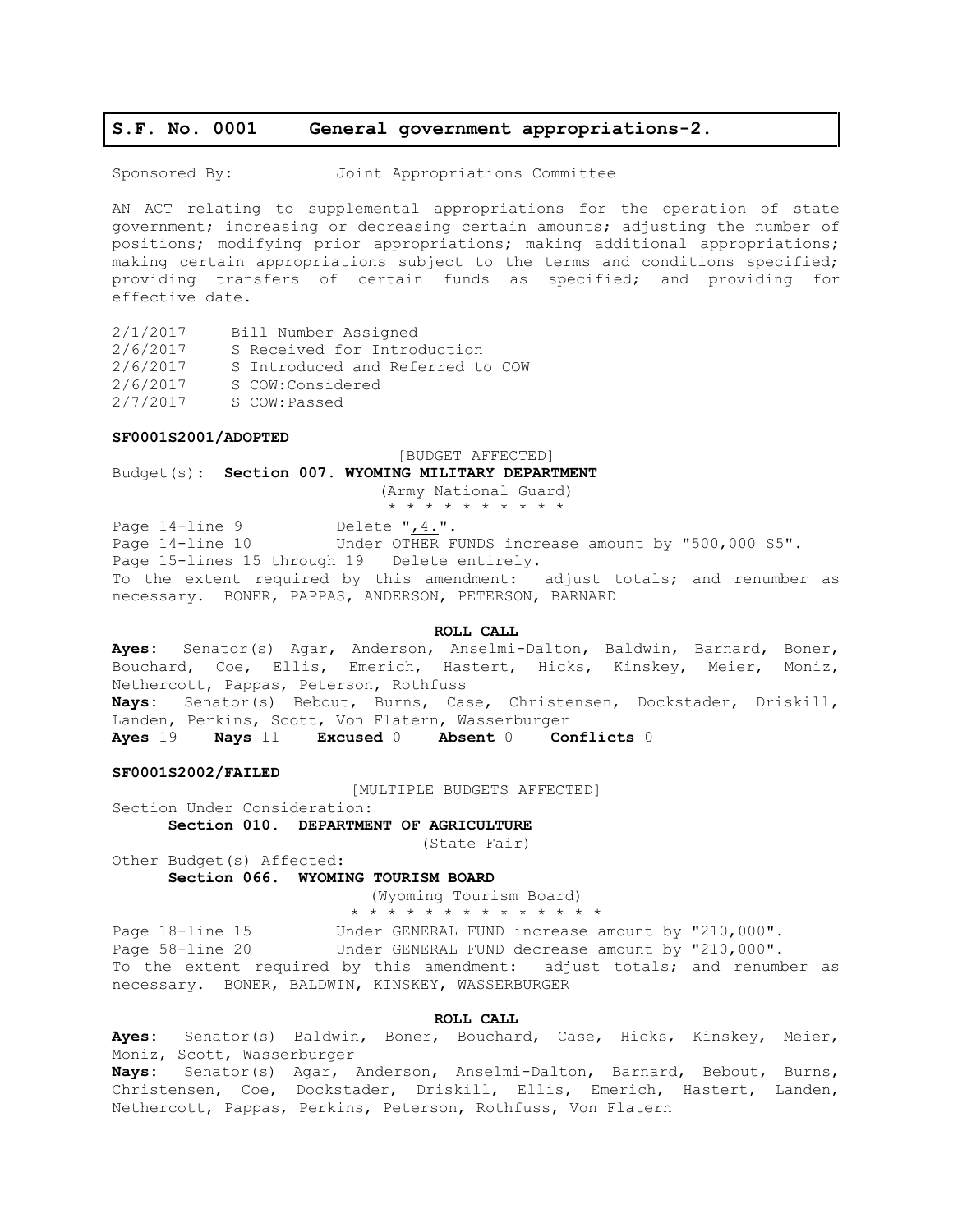# S.F. No. 0001 General government appropriations-2.

Sponsored By: Joint Appropriations Committee

AN ACT relating to supplemental appropriations for the operation of state government; increasing or decreasing certain amounts; adjusting the number of positions; modifying prior appropriations; making additional appropriations; making certain appropriations subject to the terms and conditions specified; providing transfers of certain funds as specified; and providing for effective date.

2/1/2017 Bill Number Assigned
2/6/2017 S Received for Introduction
2/6/2017 S Introduced and Referred to COW
2/6/2017 S COW:Considered
2/7/2017 S COW:Passed

**SF0001S2001/ADOPTED**

[BUDGET AFFECTED]

Budget(s): **Section 007. WYOMING MILITARY DEPARTMENT**

(Army National Guard)

* * * * * * * * * *

Page 14-line 9 Delete ",4.".
Page 14-line 10 Under OTHER FUNDS increase amount by "500,000 S5".
Page 15-lines 15 through 19 Delete entirely.
To the extent required by this amendment: adjust totals; and renumber as necessary. BONER, PAPPAS, ANDERSON, PETERSON, BARNARD

**ROLL CALL**

**Ayes:** Senator(s) Agar, Anderson, Anselmi-Dalton, Baldwin, Barnard, Boner, Bouchard, Coe, Ellis, Emerich, Hastert, Hicks, Kinskey, Meier, Moniz, Nethercott, Pappas, Peterson, Rothfuss
**Nays:** Senator(s) Bebout, Burns, Case, Christensen, Dockstader, Driskill, Landen, Perkins, Scott, Von Flatern, Wasserburger
**Ayes** 19 **Nays** 11 **Excused** 0 **Absent** 0 **Conflicts** 0

**SF0001S2002/FAILED**

[MULTIPLE BUDGETS AFFECTED]

Section Under Consideration:
**Section 010. DEPARTMENT OF AGRICULTURE**
(State Fair)

Other Budget(s) Affected:
**Section 066. WYOMING TOURISM BOARD**
(Wyoming Tourism Board)

* * * * * * * * * * * * * *

Page 18-line 15 Under GENERAL FUND increase amount by "210,000".
Page 58-line 20 Under GENERAL FUND decrease amount by "210,000".
To the extent required by this amendment: adjust totals; and renumber as necessary. BONER, BALDWIN, KINSKEY, WASSERBURGER

**ROLL CALL**

**Ayes:** Senator(s) Baldwin, Boner, Bouchard, Case, Hicks, Kinskey, Meier, Moniz, Scott, Wasserburger
**Nays:** Senator(s) Agar, Anderson, Anselmi-Dalton, Barnard, Bebout, Burns, Christensen, Coe, Dockstader, Driskill, Ellis, Emerich, Hastert, Landen, Nethercott, Pappas, Perkins, Peterson, Rothfuss, Von Flatern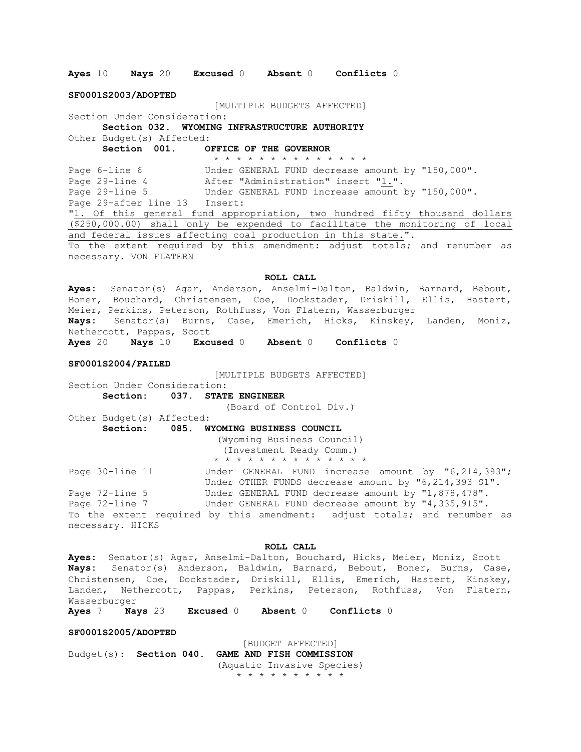**Ayes** 10 **Nays** 20 **Excused** 0 **Absent** 0 **Conflicts** 0

**SF0001S2003/ADOPTED**

[MULTIPLE BUDGETS AFFECTED]

Section Under Consideration:

**Section 032. WYOMING INFRASTRUCTURE AUTHORITY**

Other Budget(s) Affected:

**Section 001. OFFICE OF THE GOVERNOR**

* * * * * * * * * * * * * * *

Page 6-line 6 Under GENERAL FUND decrease amount by "150,000".

Page 29-line 4 After "Administration" insert "1.".

Page 29-line 5 Under GENERAL FUND increase amount by "150,000".

Page 29-after line 13 Insert:

"1. Of this general fund appropriation, two hundred fifty thousand dollars ($250,000.00) shall only be expended to facilitate the monitoring of local and federal issues affecting coal production in this state.".

To the extent required by this amendment: adjust totals; and renumber as necessary. VON FLATERN

**ROLL CALL**

**Ayes:** Senator(s) Agar, Anderson, Anselmi-Dalton, Baldwin, Barnard, Bebout, Boner, Bouchard, Christensen, Coe, Dockstader, Driskill, Ellis, Hastert, Meier, Perkins, Peterson, Rothfuss, Von Flatern, Wasserburger

**Nays:** Senator(s) Burns, Case, Emerich, Hicks, Kinskey, Landen, Moniz, Nethercott, Pappas, Scott

**Ayes** 20 **Nays** 10 **Excused** 0 **Absent** 0 **Conflicts** 0

**SF0001S2004/FAILED**

[MULTIPLE BUDGETS AFFECTED]

Section Under Consideration:

**Section: 037. STATE ENGINEER**

(Board of Control Div.)

Other Budget(s) Affected:

**Section: 085. WYOMING BUSINESS COUNCIL**

(Wyoming Business Council)

(Investment Ready Comm.)

* * * * * * * * * * * * * * *

Page 30-line 11 Under GENERAL FUND increase amount by "6,214,393"; Under OTHER FUNDS decrease amount by "6,214,393 S1".

Page 72-line 5 Under GENERAL FUND decrease amount by "1,878,478".

Page 72-line 7 Under GENERAL FUND decrease amount by "4,335,915".

To the extent required by this amendment: adjust totals; and renumber as necessary. HICKS

**ROLL CALL**

**Ayes:** Senator(s) Agar, Anselmi-Dalton, Bouchard, Hicks, Meier, Moniz, Scott

**Nays:** Senator(s) Anderson, Baldwin, Barnard, Bebout, Boner, Burns, Case, Christensen, Coe, Dockstader, Driskill, Ellis, Emerich, Hastert, Kinskey, Landen, Nethercott, Pappas, Perkins, Peterson, Rothfuss, Von Flatern, Wasserburger

**Ayes** 7 **Nays** 23 **Excused** 0 **Absent** 0 **Conflicts** 0

**SF0001S2005/ADOPTED**

[BUDGET AFFECTED]

Budget(s): **Section 040. GAME AND FISH COMMISSION**

(Aquatic Invasive Species)

* * * * * * * * * * *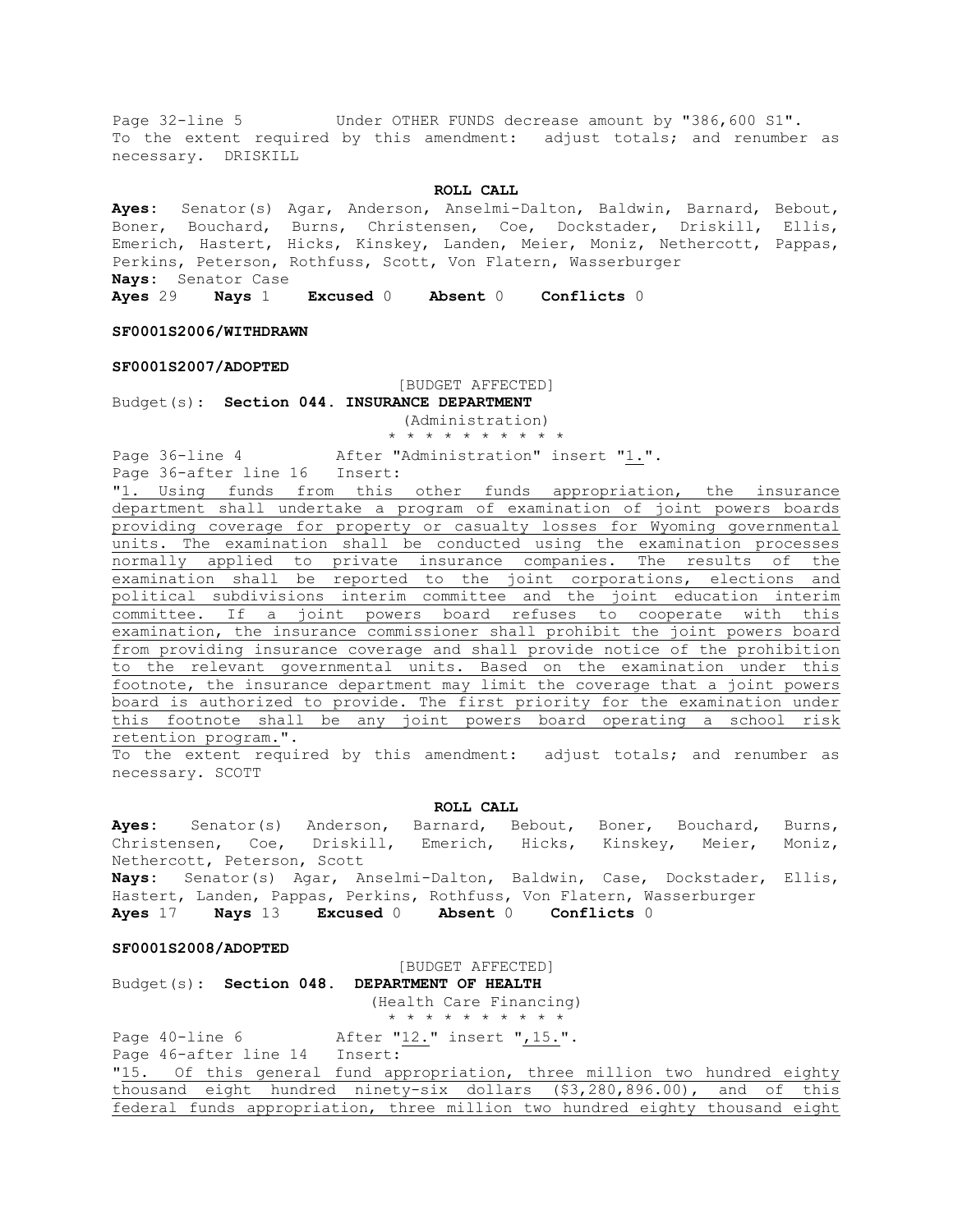Page 32-line 5 Under OTHER FUNDS decrease amount by "386,600 S1".
To the extent required by this amendment: adjust totals; and renumber as necessary. DRISKILL

**ROLL CALL**

**Ayes:** Senator(s) Agar, Anderson, Anselmi-Dalton, Baldwin, Barnard, Bebout, Boner, Bouchard, Burns, Christensen, Coe, Dockstader, Driskill, Ellis, Emerich, Hastert, Hicks, Kinskey, Landen, Meier, Moniz, Nethercott, Pappas, Perkins, Peterson, Rothfuss, Scott, Von Flatern, Wasserburger
**Nays:** Senator Case
**Ayes** 29 **Nays** 1 **Excused** 0 **Absent** 0 **Conflicts** 0

**SF0001S2006/WITHDRAWN**

**SF0001S2007/ADOPTED**

[BUDGET AFFECTED]
Budget(s): **Section 044. INSURANCE DEPARTMENT**
(Administration)
* * * * * * * * * *

Page 36-line 4 After "Administration" insert "1.".
Page 36-after line 16 Insert:
"1. Using funds from this other funds appropriation, the insurance department shall undertake a program of examination of joint powers boards providing coverage for property or casualty losses for Wyoming governmental units. The examination shall be conducted using the examination processes normally applied to private insurance companies. The results of the examination shall be reported to the joint corporations, elections and political subdivisions interim committee and the joint education interim committee. If a joint powers board refuses to cooperate with this examination, the insurance commissioner shall prohibit the joint powers board from providing insurance coverage and shall provide notice of the prohibition to the relevant governmental units. Based on the examination under this footnote, the insurance department may limit the coverage that a joint powers board is authorized to provide. The first priority for the examination under this footnote shall be any joint powers board operating a school risk retention program.".
To the extent required by this amendment: adjust totals; and renumber as necessary. SCOTT

**ROLL CALL**

**Ayes:** Senator(s) Anderson, Barnard, Bebout, Boner, Bouchard, Burns, Christensen, Coe, Driskill, Emerich, Hicks, Kinskey, Meier, Moniz, Nethercott, Peterson, Scott
**Nays:** Senator(s) Agar, Anselmi-Dalton, Baldwin, Case, Dockstader, Ellis, Hastert, Landen, Pappas, Perkins, Rothfuss, Von Flatern, Wasserburger
**Ayes** 17 **Nays** 13 **Excused** 0 **Absent** 0 **Conflicts** 0

**SF0001S2008/ADOPTED**

[BUDGET AFFECTED]
Budget(s): **Section 048. DEPARTMENT OF HEALTH**
(Health Care Financing)
* * * * * * * * * *

Page 40-line 6 After "12." insert ",15.".
Page 46-after line 14 Insert:
"15. Of this general fund appropriation, three million two hundred eighty thousand eight hundred ninety-six dollars ($3,280,896.00), and of this federal funds appropriation, three million two hundred eighty thousand eight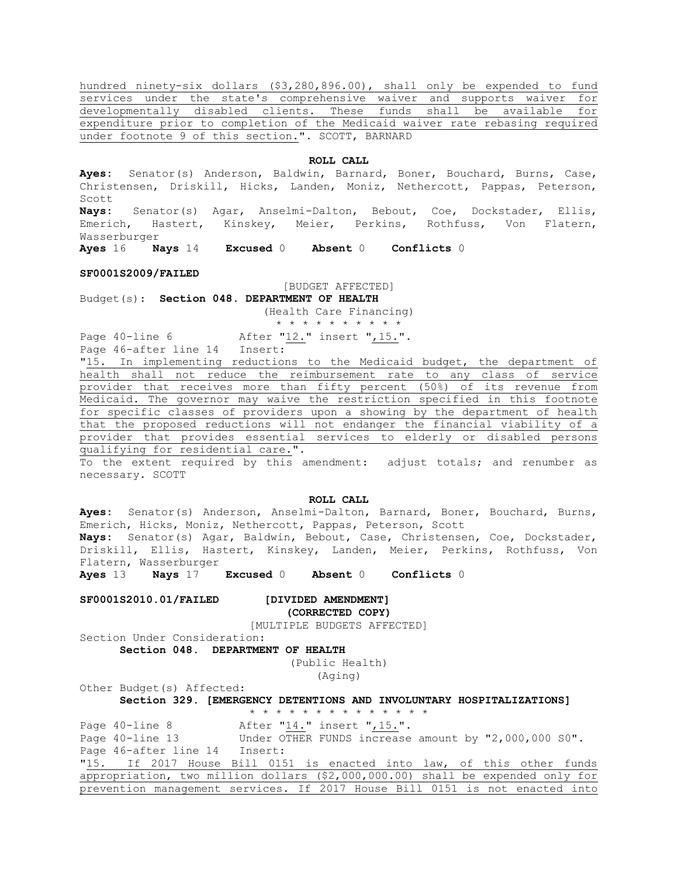hundred ninety-six dollars ($3,280,896.00), shall only be expended to fund services under the state's comprehensive waiver and supports waiver for developmentally disabled clients. These funds shall be available for expenditure prior to completion of the Medicaid waiver rate rebasing required under footnote 9 of this section.". SCOTT, BARNARD

**ROLL CALL**

**Ayes:** Senator(s) Anderson, Baldwin, Barnard, Boner, Bouchard, Burns, Case, Christensen, Driskill, Hicks, Landen, Moniz, Nethercott, Pappas, Peterson, Scott

**Nays:** Senator(s) Agar, Anselmi-Dalton, Bebout, Coe, Dockstader, Ellis, Emerich, Hastert, Kinskey, Meier, Perkins, Rothfuss, Von Flatern, Wasserburger

**Ayes** 16 **Nays** 14 **Excused** 0 **Absent** 0 **Conflicts** 0

**SF0001S2009/FAILED**

[BUDGET AFFECTED]

Budget(s): **Section 048. DEPARTMENT OF HEALTH**

(Health Care Financing)

* * * * * * * * * *

Page 40-line 6 After "12." insert ",15.".

Page 46-after line 14 Insert:

"15. In implementing reductions to the Medicaid budget, the department of health shall not reduce the reimbursement rate to any class of service provider that receives more than fifty percent (50%) of its revenue from Medicaid. The governor may waive the restriction specified in this footnote for specific classes of providers upon a showing by the department of health that the proposed reductions will not endanger the financial viability of a provider that provides essential services to elderly or disabled persons qualifying for residential care.".

To the extent required by this amendment: adjust totals; and renumber as necessary. SCOTT

**ROLL CALL**

**Ayes:** Senator(s) Anderson, Anselmi-Dalton, Barnard, Boner, Bouchard, Burns, Emerich, Hicks, Moniz, Nethercott, Pappas, Peterson, Scott

**Nays:** Senator(s) Agar, Baldwin, Bebout, Case, Christensen, Coe, Dockstader, Driskill, Ellis, Hastert, Kinskey, Landen, Meier, Perkins, Rothfuss, Von Flatern, Wasserburger

**Ayes** 13 **Nays** 17 **Excused** 0 **Absent** 0 **Conflicts** 0

**SF0001S2010.01/FAILED [DIVIDED AMENDMENT]**

**(CORRECTED COPY)**

[MULTIPLE BUDGETS AFFECTED]

Section Under Consideration:

**Section 048. DEPARTMENT OF HEALTH**

(Public Health)

(Aging)

Other Budget(s) Affected:

**Section 329. [EMERGENCY DETENTIONS AND INVOLUNTARY HOSPITALIZATIONS]**

* * * * * * * * * * * * * * *

Page 40-line 8 After "14." insert ",15.".

Page 40-line 13 Under OTHER FUNDS increase amount by "2,000,000 S0".

Page 46-after line 14 Insert:

"15. If 2017 House Bill 0151 is enacted into law, of this other funds appropriation, two million dollars ($2,000,000.00) shall be expended only for prevention management services. If 2017 House Bill 0151 is not enacted into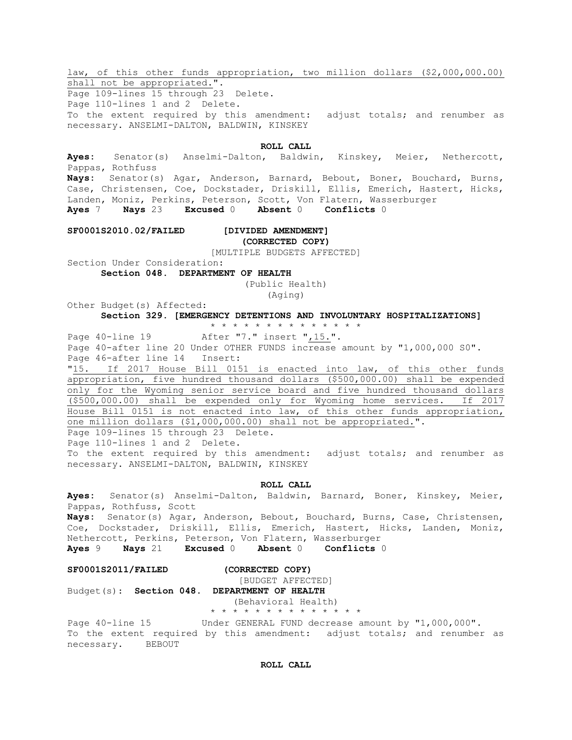law, of this other funds appropriation, two million dollars ($2,000,000.00) shall not be appropriated.".
Page 109-lines 15 through 23 Delete.
Page 110-lines 1 and 2 Delete.
To the extent required by this amendment: adjust totals; and renumber as necessary. ANSELMI-DALTON, BALDWIN, KINSKEY

**ROLL CALL**

**Ayes:** Senator(s) Anselmi-Dalton, Baldwin, Kinskey, Meier, Nethercott, Pappas, Rothfuss
**Nays:** Senator(s) Agar, Anderson, Barnard, Bebout, Boner, Bouchard, Burns, Case, Christensen, Coe, Dockstader, Driskill, Ellis, Emerich, Hastert, Hicks, Landen, Moniz, Perkins, Peterson, Scott, Von Flatern, Wasserburger
**Ayes** 7 **Nays** 23 **Excused** 0 **Absent** 0 **Conflicts** 0

**SF0001S2010.02/FAILED [DIVIDED AMENDMENT] (CORRECTED COPY)**

[MULTIPLE BUDGETS AFFECTED]

Section Under Consideration:
**Section 048. DEPARTMENT OF HEALTH**
(Public Health)
(Aging)

Other Budget(s) Affected:
**Section 329. [EMERGENCY DETENTIONS AND INVOLUNTARY HOSPITALIZATIONS]**

\* \* \* \* \* \* \* \* \* \* \* \* \* \* \*

Page 40-line 19 After "7." insert ",15.".
Page 40-after line 20 Under OTHER FUNDS increase amount by "1,000,000 S0".
Page 46-after line 14 Insert:
"15. If 2017 House Bill 0151 is enacted into law, of this other funds appropriation, five hundred thousand dollars ($500,000.00) shall be expended only for the Wyoming senior service board and five hundred thousand dollars ($500,000.00) shall be expended only for Wyoming home services. If 2017 House Bill 0151 is not enacted into law, of this other funds appropriation, one million dollars ($1,000,000.00) shall not be appropriated.".
Page 109-lines 15 through 23 Delete.
Page 110-lines 1 and 2 Delete.
To the extent required by this amendment: adjust totals; and renumber as necessary. ANSELMI-DALTON, BALDWIN, KINSKEY

**ROLL CALL**

**Ayes:** Senator(s) Anselmi-Dalton, Baldwin, Barnard, Boner, Kinskey, Meier, Pappas, Rothfuss, Scott
**Nays:** Senator(s) Agar, Anderson, Bebout, Bouchard, Burns, Case, Christensen, Coe, Dockstader, Driskill, Ellis, Emerich, Hastert, Hicks, Landen, Moniz, Nethercott, Perkins, Peterson, Von Flatern, Wasserburger
**Ayes** 9 **Nays** 21 **Excused** 0 **Absent** 0 **Conflicts** 0

**SF0001S2011/FAILED (CORRECTED COPY)**

[BUDGET AFFECTED]

Budget(s): **Section 048. DEPARTMENT OF HEALTH**
(Behavioral Health)

\* \* \* \* \* \* \* \* \* \* \* \* \* \* \*

Page 40-line 15 Under GENERAL FUND decrease amount by "1,000,000".
To the extent required by this amendment: adjust totals; and renumber as necessary. BEBOUT

**ROLL CALL**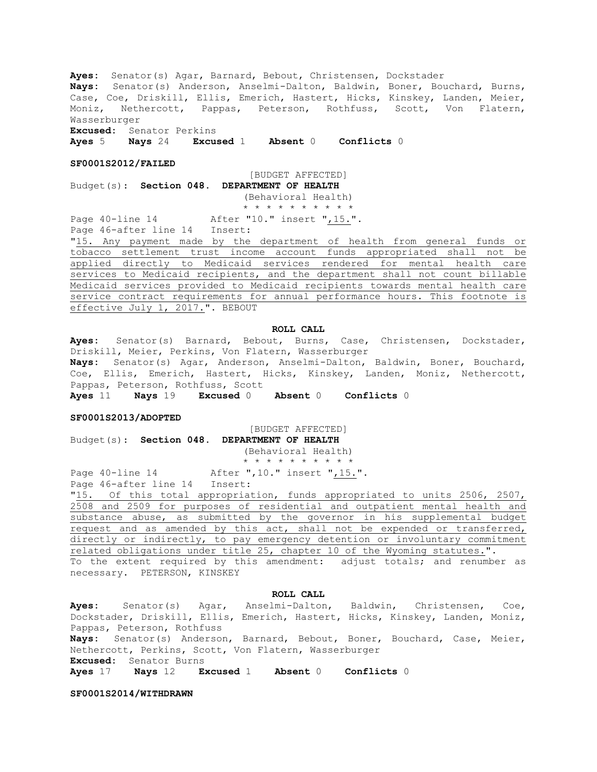**Ayes:** Senator(s) Agar, Barnard, Bebout, Christensen, Dockstader
**Nays:** Senator(s) Anderson, Anselmi-Dalton, Baldwin, Boner, Bouchard, Burns, Case, Coe, Driskill, Ellis, Emerich, Hastert, Hicks, Kinskey, Landen, Meier, Moniz, Nethercott, Pappas, Peterson, Rothfuss, Scott, Von Flatern, Wasserburger
**Excused:** Senator Perkins
**Ayes** 5 **Nays** 24 **Excused** 1 **Absent** 0 **Conflicts** 0

**SF0001S2012/FAILED**

[BUDGET AFFECTED]
Budget(s): **Section 048. DEPARTMENT OF HEALTH**
(Behavioral Health)
* * * * * * * * * *

Page 40-line 14 After "10." insert ",15.".
Page 46-after line 14 Insert:
"15. Any payment made by the department of health from general funds or tobacco settlement trust income account funds appropriated shall not be applied directly to Medicaid services rendered for mental health care services to Medicaid recipients, and the department shall not count billable Medicaid services provided to Medicaid recipients towards mental health care service contract requirements for annual performance hours. This footnote is effective July 1, 2017.". BEBOUT

**ROLL CALL**

**Ayes:** Senator(s) Barnard, Bebout, Burns, Case, Christensen, Dockstader, Driskill, Meier, Perkins, Von Flatern, Wasserburger
**Nays:** Senator(s) Agar, Anderson, Anselmi-Dalton, Baldwin, Boner, Bouchard, Coe, Ellis, Emerich, Hastert, Hicks, Kinskey, Landen, Moniz, Nethercott, Pappas, Peterson, Rothfuss, Scott
**Ayes** 11 **Nays** 19 **Excused** 0 **Absent** 0 **Conflicts** 0

**SF0001S2013/ADOPTED**

[BUDGET AFFECTED]
Budget(s): **Section 048. DEPARTMENT OF HEALTH**
(Behavioral Health)
* * * * * * * * * *

Page 40-line 14 After ",10." insert ",15.".
Page 46-after line 14 Insert:
"15. Of this total appropriation, funds appropriated to units 2506, 2507, 2508 and 2509 for purposes of residential and outpatient mental health and substance abuse, as submitted by the governor in his supplemental budget request and as amended by this act, shall not be expended or transferred, directly or indirectly, to pay emergency detention or involuntary commitment related obligations under title 25, chapter 10 of the Wyoming statutes.".
To the extent required by this amendment: adjust totals; and renumber as necessary. PETERSON, KINSKEY

**ROLL CALL**

**Ayes:** Senator(s) Agar, Anselmi-Dalton, Baldwin, Christensen, Coe, Dockstader, Driskill, Ellis, Emerich, Hastert, Hicks, Kinskey, Landen, Moniz, Pappas, Peterson, Rothfuss
**Nays:** Senator(s) Anderson, Barnard, Bebout, Boner, Bouchard, Case, Meier, Nethercott, Perkins, Scott, Von Flatern, Wasserburger
**Excused:** Senator Burns
**Ayes** 17 **Nays** 12 **Excused** 1 **Absent** 0 **Conflicts** 0

**SF0001S2014/WITHDRAWN**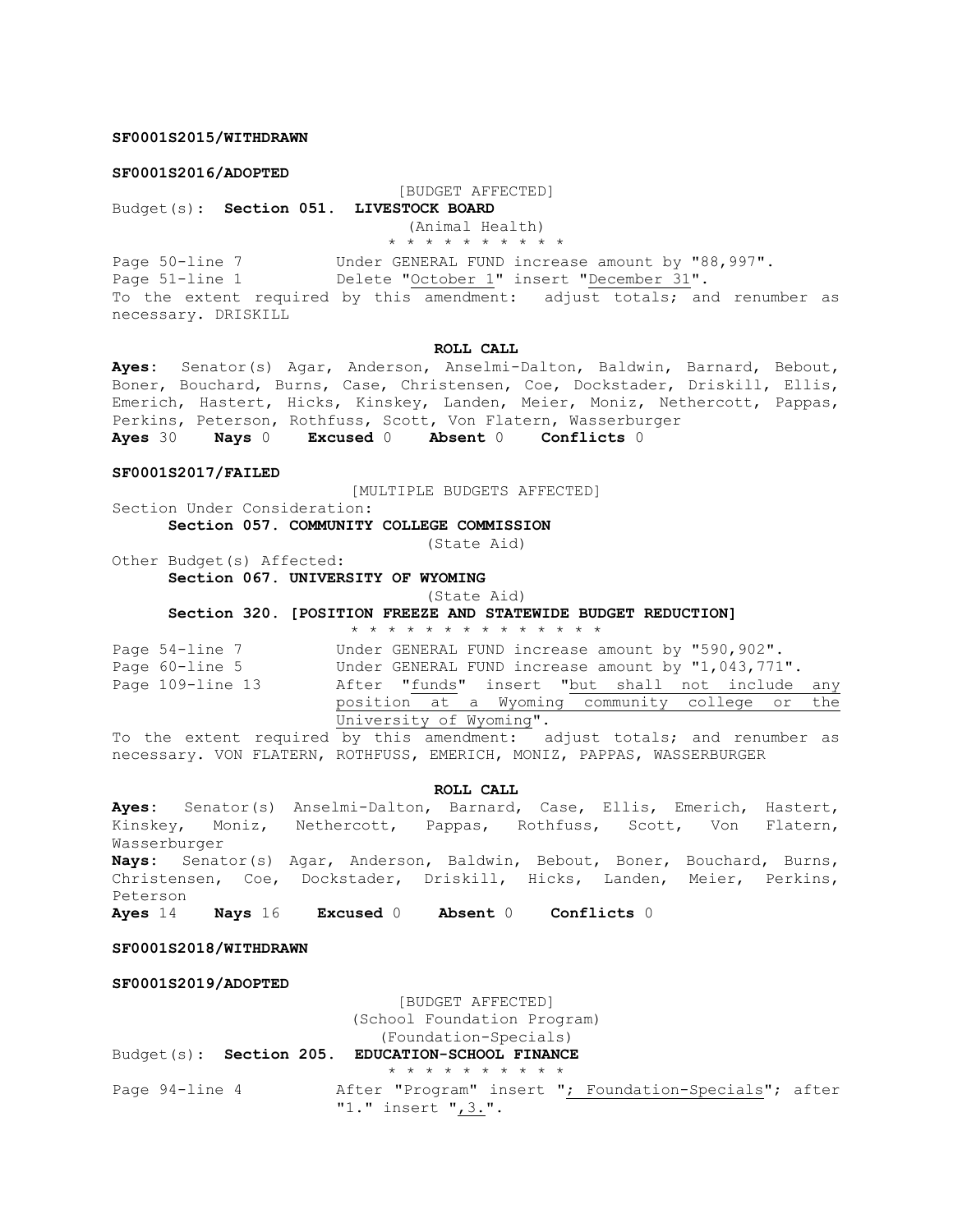**SF0001S2015/WITHDRAWN**

**SF0001S2016/ADOPTED**

[BUDGET AFFECTED]

Budget(s): **Section 051. LIVESTOCK BOARD**

(Animal Health)

\* \* \* \* \* \* \* \* \* \*

Page 50-line 7 Under GENERAL FUND increase amount by "88,997".

Page 51-line 1 Delete "October 1" insert "December 31".

To the extent required by this amendment: adjust totals; and renumber as necessary. DRISKILL

**ROLL CALL**

**Ayes:** Senator(s) Agar, Anderson, Anselmi-Dalton, Baldwin, Barnard, Bebout, Boner, Bouchard, Burns, Case, Christensen, Coe, Dockstader, Driskill, Ellis, Emerich, Hastert, Hicks, Kinskey, Landen, Meier, Moniz, Nethercott, Pappas, Perkins, Peterson, Rothfuss, Scott, Von Flatern, Wasserburger

**Ayes** 30 **Nays** 0 **Excused** 0 **Absent** 0 **Conflicts** 0

**SF0001S2017/FAILED**

[MULTIPLE BUDGETS AFFECTED]

Section Under Consideration:

**Section 057. COMMUNITY COLLEGE COMMISSION**

(State Aid)

Other Budget(s) Affected:

**Section 067. UNIVERSITY OF WYOMING**

(State Aid)

**Section 320. [POSITION FREEZE AND STATEWIDE BUDGET REDUCTION]**

\* \* \* \* \* \* \* \* \* \* \* \* \* \*

Page 54-line 7 Under GENERAL FUND increase amount by "590,902".

Page 60-line 5 Under GENERAL FUND increase amount by "1,043,771".

Page 109-line 13 After "funds" insert "but shall not include any position at a Wyoming community college or the University of Wyoming".

To the extent required by this amendment: adjust totals; and renumber as necessary. VON FLATERN, ROTHFUSS, EMERICH, MONIZ, PAPPAS, WASSERBURGER

**ROLL CALL**

**Ayes:** Senator(s) Anselmi-Dalton, Barnard, Case, Ellis, Emerich, Hastert, Kinskey, Moniz, Nethercott, Pappas, Rothfuss, Scott, Von Flatern, Wasserburger

**Nays:** Senator(s) Agar, Anderson, Baldwin, Bebout, Boner, Bouchard, Burns, Christensen, Coe, Dockstader, Driskill, Hicks, Landen, Meier, Perkins, Peterson

**Ayes** 14 **Nays** 16 **Excused** 0 **Absent** 0 **Conflicts** 0

**SF0001S2018/WITHDRAWN**

**SF0001S2019/ADOPTED**

[BUDGET AFFECTED]

(School Foundation Program)

(Foundation-Specials)

Budget(s): **Section 205. EDUCATION-SCHOOL FINANCE**

\* \* \* \* \* \* \* \* \* \*

Page 94-line 4 After "Program" insert "; Foundation-Specials"; after "1." insert ",3.".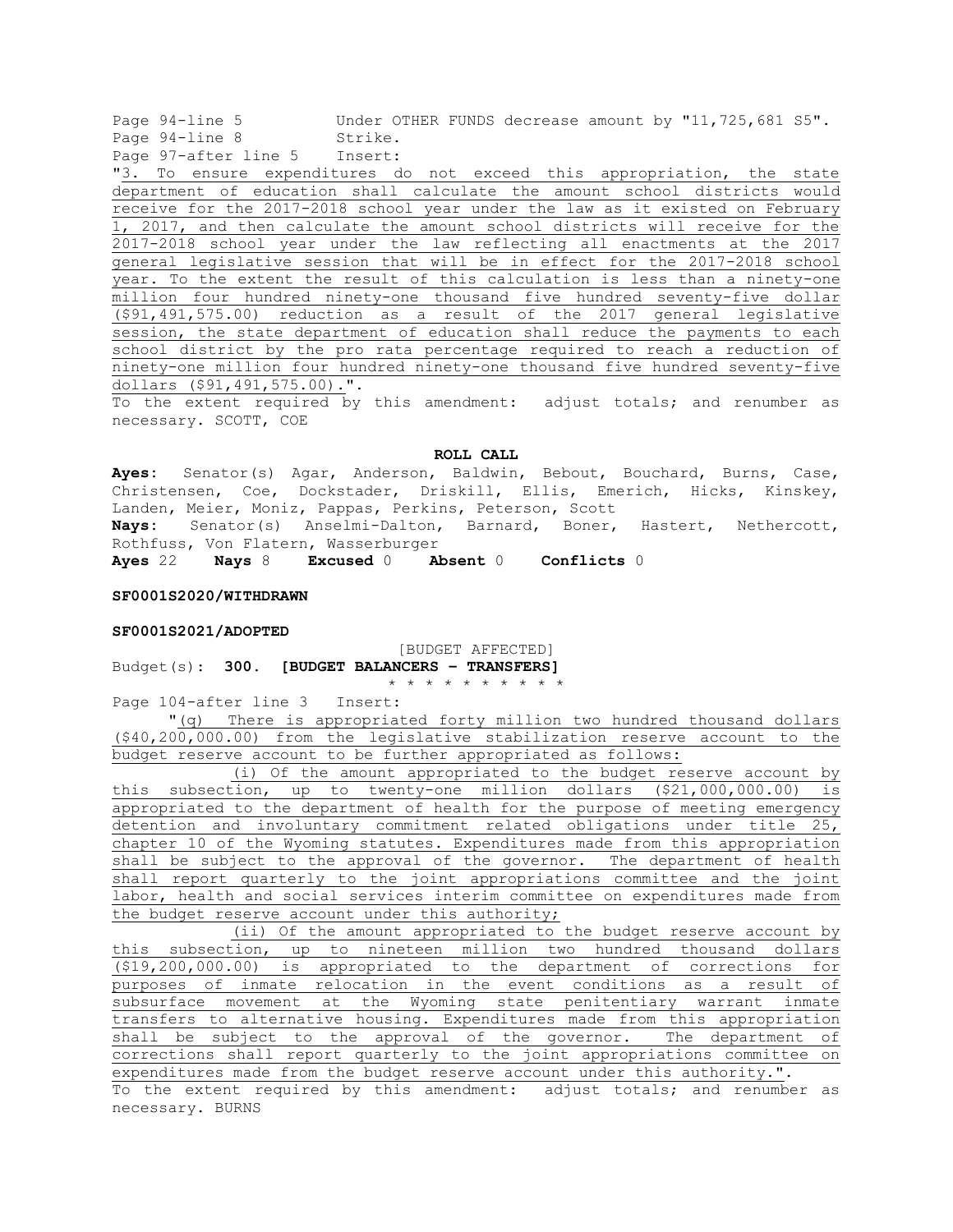Page 94-line 5 Under OTHER FUNDS decrease amount by "11,725,681 S5".
Page 94-line 8 Strike.
Page 97-after line 5 Insert:

"3. To ensure expenditures do not exceed this appropriation, the state department of education shall calculate the amount school districts would receive for the 2017-2018 school year under the law as it existed on February 1, 2017, and then calculate the amount school districts will receive for the 2017-2018 school year under the law reflecting all enactments at the 2017 general legislative session that will be in effect for the 2017-2018 school year. To the extent the result of this calculation is less than a ninety-one million four hundred ninety-one thousand five hundred seventy-five dollar ($91,491,575.00) reduction as a result of the 2017 general legislative session, the state department of education shall reduce the payments to each school district by the pro rata percentage required to reach a reduction of ninety-one million four hundred ninety-one thousand five hundred seventy-five dollars ($91,491,575.00).".

To the extent required by this amendment: adjust totals; and renumber as necessary. SCOTT, COE

**ROLL CALL**

**Ayes:** Senator(s) Agar, Anderson, Baldwin, Bebout, Bouchard, Burns, Case, Christensen, Coe, Dockstader, Driskill, Ellis, Emerich, Hicks, Kinskey, Landen, Meier, Moniz, Pappas, Perkins, Peterson, Scott

**Nays:** Senator(s) Anselmi-Dalton, Barnard, Boner, Hastert, Nethercott, Rothfuss, Von Flatern, Wasserburger

**Ayes** 22 **Nays** 8 **Excused** 0 **Absent** 0 **Conflicts** 0

**SF0001S2020/WITHDRAWN**

**SF0001S2021/ADOPTED**

[BUDGET AFFECTED]

Budget(s): **300. [BUDGET BALANCERS – TRANSFERS]**

* * * * * * * * * *

Page 104-after line 3 Insert:

"(q) There is appropriated forty million two hundred thousand dollars ($40,200,000.00) from the legislative stabilization reserve account to the budget reserve account to be further appropriated as follows:

(i) Of the amount appropriated to the budget reserve account by this subsection, up to twenty-one million dollars ($21,000,000.00) is appropriated to the department of health for the purpose of meeting emergency detention and involuntary commitment related obligations under title 25, chapter 10 of the Wyoming statutes. Expenditures made from this appropriation shall be subject to the approval of the governor. The department of health shall report quarterly to the joint appropriations committee and the joint labor, health and social services interim committee on expenditures made from the budget reserve account under this authority;

(ii) Of the amount appropriated to the budget reserve account by this subsection, up to nineteen million two hundred thousand dollars ($19,200,000.00) is appropriated to the department of corrections for purposes of inmate relocation in the event conditions as a result of subsurface movement at the Wyoming state penitentiary warrant inmate transfers to alternative housing. Expenditures made from this appropriation shall be subject to the approval of the governor. The department of corrections shall report quarterly to the joint appropriations committee on expenditures made from the budget reserve account under this authority.".

To the extent required by this amendment: adjust totals; and renumber as necessary. BURNS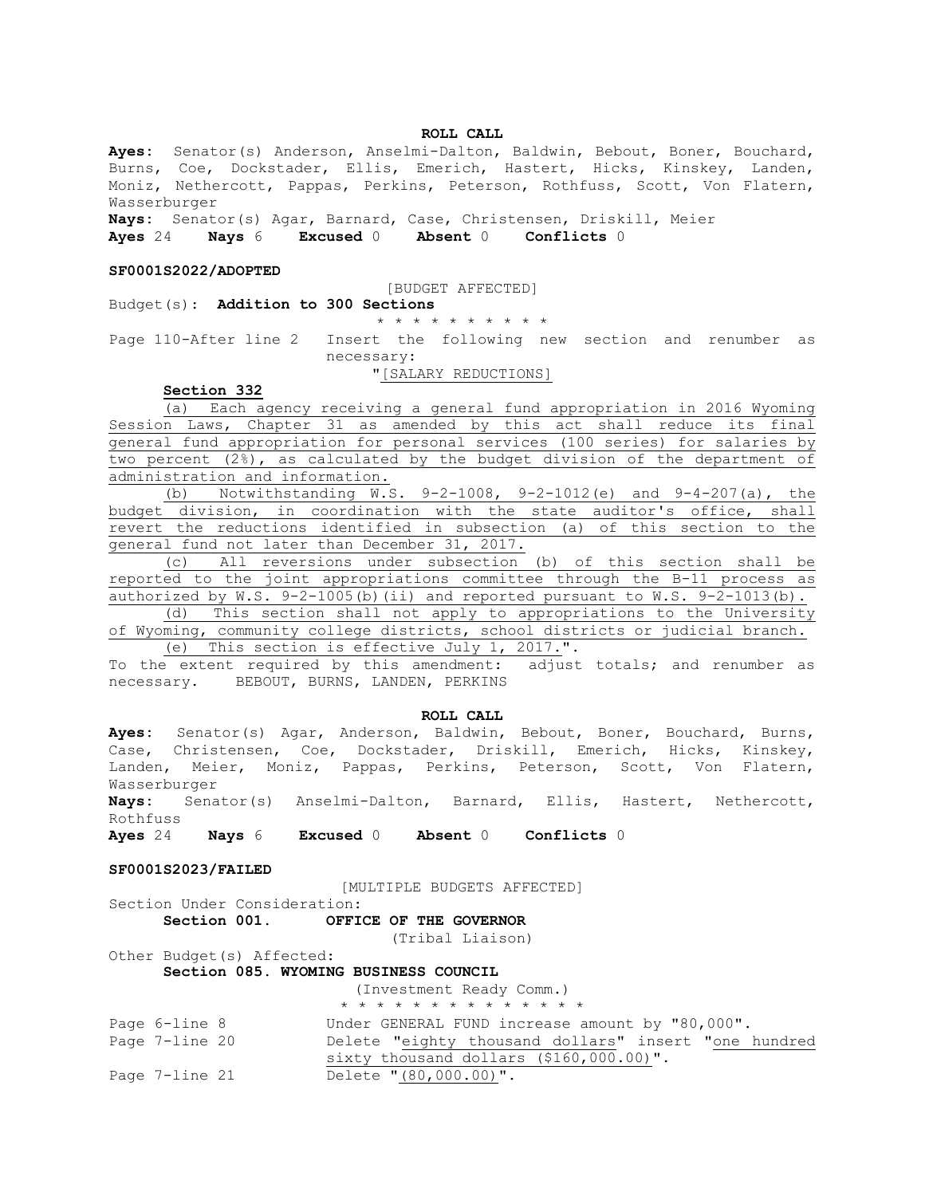**ROLL CALL**

**Ayes**: Senator(s) Anderson, Anselmi-Dalton, Baldwin, Bebout, Boner, Bouchard, Burns, Coe, Dockstader, Ellis, Emerich, Hastert, Hicks, Kinskey, Landen, Moniz, Nethercott, Pappas, Perkins, Peterson, Rothfuss, Scott, Von Flatern, Wasserburger

**Nays**: Senator(s) Agar, Barnard, Case, Christensen, Driskill, Meier

**Ayes** 24 **Nays** 6 **Excused** 0 **Absent** 0 **Conflicts** 0

**SF0001S2022/ADOPTED**

[BUDGET AFFECTED]

Budget(s): **Addition to 300 Sections**

\* \* \* \* \* \* \* \* \* \*

Page 110-After line 2 Insert the following new section and renumber as necessary:

"[SALARY REDUCTIONS]

**Section 332**

(a) Each agency receiving a general fund appropriation in 2016 Wyoming Session Laws, Chapter 31 as amended by this act shall reduce its final general fund appropriation for personal services (100 series) for salaries by two percent (2%), as calculated by the budget division of the department of administration and information.

(b) Notwithstanding W.S. 9-2-1008, 9-2-1012(e) and 9-4-207(a), the budget division, in coordination with the state auditor's office, shall revert the reductions identified in subsection (a) of this section to the general fund not later than December 31, 2017.

(c) All reversions under subsection (b) of this section shall be reported to the joint appropriations committee through the B-11 process as authorized by W.S. 9-2-1005(b)(ii) and reported pursuant to W.S. 9-2-1013(b).

(d) This section shall not apply to appropriations to the University of Wyoming, community college districts, school districts or judicial branch.

(e) This section is effective July 1, 2017.".

To the extent required by this amendment: adjust totals; and renumber as necessary. BEBOUT, BURNS, LANDEN, PERKINS

**ROLL CALL**

**Ayes**: Senator(s) Agar, Anderson, Baldwin, Bebout, Boner, Bouchard, Burns, Case, Christensen, Coe, Dockstader, Driskill, Emerich, Hicks, Kinskey, Landen, Meier, Moniz, Pappas, Perkins, Peterson, Scott, Von Flatern, Wasserburger

**Nays**: Senator(s) Anselmi-Dalton, Barnard, Ellis, Hastert, Nethercott, Rothfuss

**Ayes** 24 **Nays** 6 **Excused** 0 **Absent** 0 **Conflicts** 0

**SF0001S2023/FAILED**

[MULTIPLE BUDGETS AFFECTED]

Section Under Consideration:

**Section 001. OFFICE OF THE GOVERNOR**

(Tribal Liaison)

Other Budget(s) Affected:

**Section 085. WYOMING BUSINESS COUNCIL**

(Investment Ready Comm.)

\* \* \* \* \* \* \* \* \* \* \* \* \* \* \*

Page 6-line 8 Under GENERAL FUND increase amount by "80,000".

Page 7-line 20 Delete "eighty thousand dollars" insert "one hundred sixty thousand dollars ($160,000.00)".

Page 7-line 21 Delete "(80,000.00)".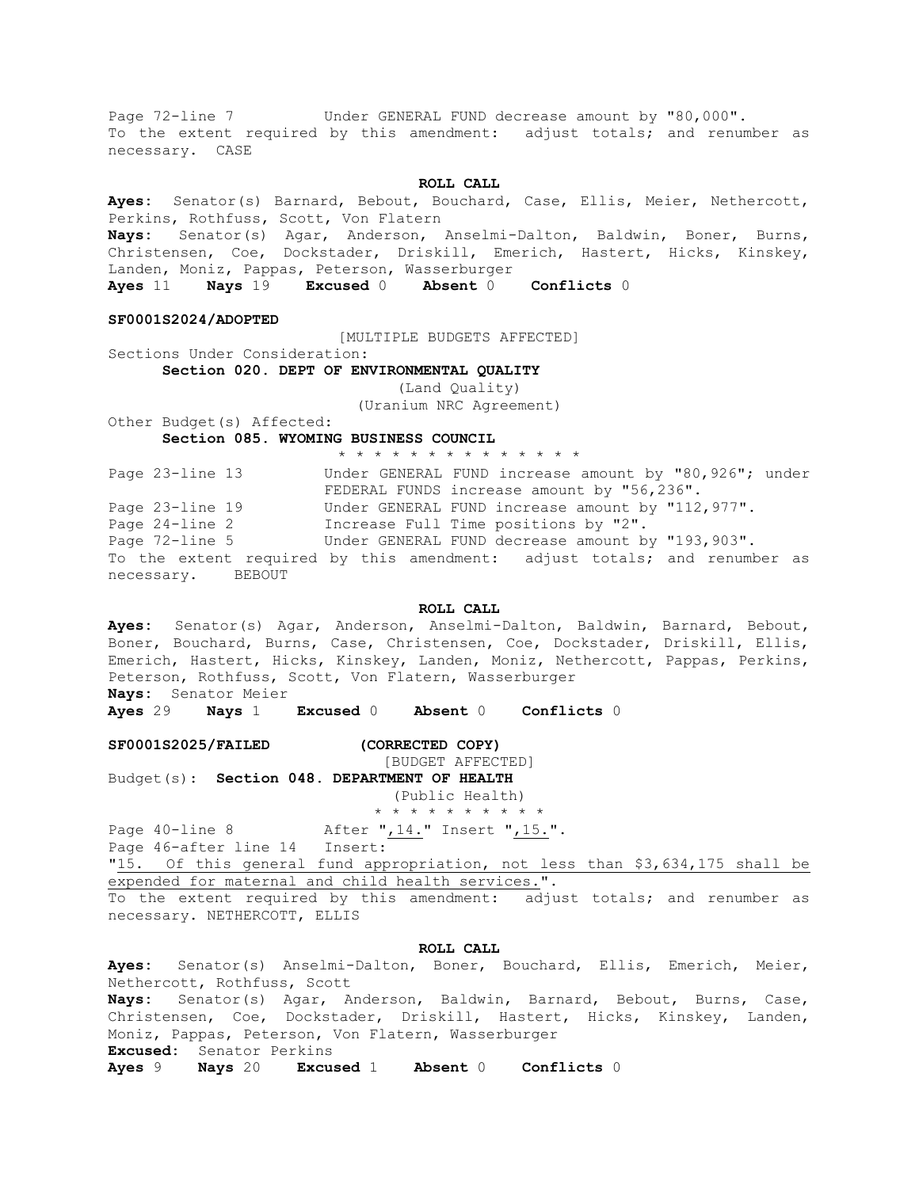Page 72-line 7          Under GENERAL FUND decrease amount by "80,000".
To the extent required by this amendment: adjust totals; and renumber as necessary. CASE

**ROLL CALL**

**Ayes:** Senator(s) Barnard, Bebout, Bouchard, Case, Ellis, Meier, Nethercott, Perkins, Rothfuss, Scott, Von Flatern
**Nays:** Senator(s) Agar, Anderson, Anselmi-Dalton, Baldwin, Boner, Burns, Christensen, Coe, Dockstader, Driskill, Emerich, Hastert, Hicks, Kinskey, Landen, Moniz, Pappas, Peterson, Wasserburger
**Ayes** 11 **Nays** 19 **Excused** 0 **Absent** 0 **Conflicts** 0

**SF0001S2024/ADOPTED**

[MULTIPLE BUDGETS AFFECTED]

Sections Under Consideration:

**Section 020. DEPT OF ENVIRONMENTAL QUALITY**
(Land Quality)
(Uranium NRC Agreement)

Other Budget(s) Affected:

**Section 085. WYOMING BUSINESS COUNCIL**

* * * * * * * * * * * * * *

Page 23-line 13         Under GENERAL FUND increase amount by "80,926"; under FEDERAL FUNDS increase amount by "56,236".
Page 23-line 19         Under GENERAL FUND increase amount by "112,977".
Page 24-line 2          Increase Full Time positions by "2".
Page 72-line 5          Under GENERAL FUND decrease amount by "193,903".
To the extent required by this amendment: adjust totals; and renumber as necessary. BEBOUT

**ROLL CALL**

**Ayes:** Senator(s) Agar, Anderson, Anselmi-Dalton, Baldwin, Barnard, Bebout, Boner, Bouchard, Burns, Case, Christensen, Coe, Dockstader, Driskill, Ellis, Emerich, Hastert, Hicks, Kinskey, Landen, Moniz, Nethercott, Pappas, Perkins, Peterson, Rothfuss, Scott, Von Flatern, Wasserburger
**Nays:** Senator Meier
**Ayes** 29 **Nays** 1 **Excused** 0 **Absent** 0 **Conflicts** 0

**SF0001S2025/FAILED** **(CORRECTED COPY)**

[BUDGET AFFECTED]

Budget(s): **Section 048. DEPARTMENT OF HEALTH**
(Public Health)

* * * * * * * * * *

Page 40-line 8          After ",14." Insert ",15.".
Page 46-after line 14   Insert:
"15. Of this general fund appropriation, not less than $3,634,175 shall be expended for maternal and child health services.".
To the extent required by this amendment: adjust totals; and renumber as necessary. NETHERCOTT, ELLIS

**ROLL CALL**

**Ayes:** Senator(s) Anselmi-Dalton, Boner, Bouchard, Ellis, Emerich, Meier, Nethercott, Rothfuss, Scott
**Nays:** Senator(s) Agar, Anderson, Baldwin, Barnard, Bebout, Burns, Case, Christensen, Coe, Dockstader, Driskill, Hastert, Hicks, Kinskey, Landen, Moniz, Pappas, Peterson, Von Flatern, Wasserburger
**Excused:** Senator Perkins
**Ayes** 9 **Nays** 20 **Excused** 1 **Absent** 0 **Conflicts** 0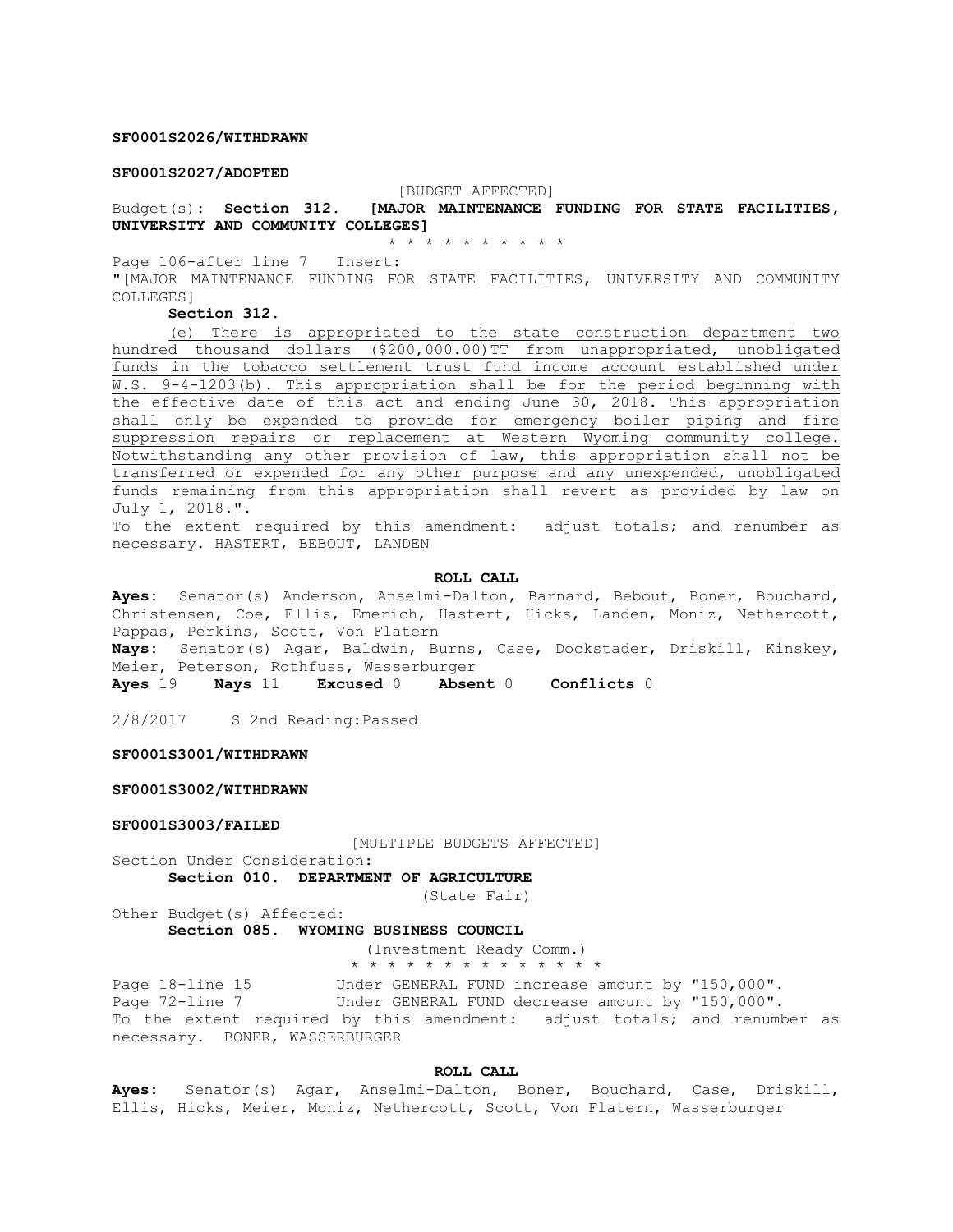**SF0001S2026/WITHDRAWN**

**SF0001S2027/ADOPTED**

[BUDGET AFFECTED]

Budget(s): **Section 312. [MAJOR MAINTENANCE FUNDING FOR STATE FACILITIES, UNIVERSITY AND COMMUNITY COLLEGES]**

\* \* \* \* \* \* \* \* \* \* \*

Page 106-after line 7 Insert:

"[MAJOR MAINTENANCE FUNDING FOR STATE FACILITIES, UNIVERSITY AND COMMUNITY COLLEGES]

**Section 312.**

(e) There is appropriated to the state construction department two hundred thousand dollars ($200,000.00)TT from unappropriated, unobligated funds in the tobacco settlement trust fund income account established under W.S. 9-4-1203(b). This appropriation shall be for the period beginning with the effective date of this act and ending June 30, 2018. This appropriation shall only be expended to provide for emergency boiler piping and fire suppression repairs or replacement at Western Wyoming community college. Notwithstanding any other provision of law, this appropriation shall not be transferred or expended for any other purpose and any unexpended, unobligated funds remaining from this appropriation shall revert as provided by law on July 1, 2018.".

To the extent required by this amendment: adjust totals; and renumber as necessary. HASTERT, BEBOUT, LANDEN

**ROLL CALL**

**Ayes:** Senator(s) Anderson, Anselmi-Dalton, Barnard, Bebout, Boner, Bouchard, Christensen, Coe, Ellis, Emerich, Hastert, Hicks, Landen, Moniz, Nethercott, Pappas, Perkins, Scott, Von Flatern

**Nays:** Senator(s) Agar, Baldwin, Burns, Case, Dockstader, Driskill, Kinskey, Meier, Peterson, Rothfuss, Wasserburger

**Ayes** 19 **Nays** 11 **Excused** 0 **Absent** 0 **Conflicts** 0

2/8/2017 S 2nd Reading:Passed

**SF0001S3001/WITHDRAWN**

**SF0001S3002/WITHDRAWN**

**SF0001S3003/FAILED**

[MULTIPLE BUDGETS AFFECTED]

Section Under Consideration:

**Section 010. DEPARTMENT OF AGRICULTURE**

(State Fair)

Other Budget(s) Affected:

**Section 085. WYOMING BUSINESS COUNCIL**

(Investment Ready Comm.)

\* \* \* \* \* \* \* \* \* \* \* \* \* \* \*

Page 18-line 15 Under GENERAL FUND increase amount by "150,000".

Page 72-line 7 Under GENERAL FUND decrease amount by "150,000".

To the extent required by this amendment: adjust totals; and renumber as necessary. BONER, WASSERBURGER

**ROLL CALL**

**Ayes:** Senator(s) Agar, Anselmi-Dalton, Boner, Bouchard, Case, Driskill, Ellis, Hicks, Meier, Moniz, Nethercott, Scott, Von Flatern, Wasserburger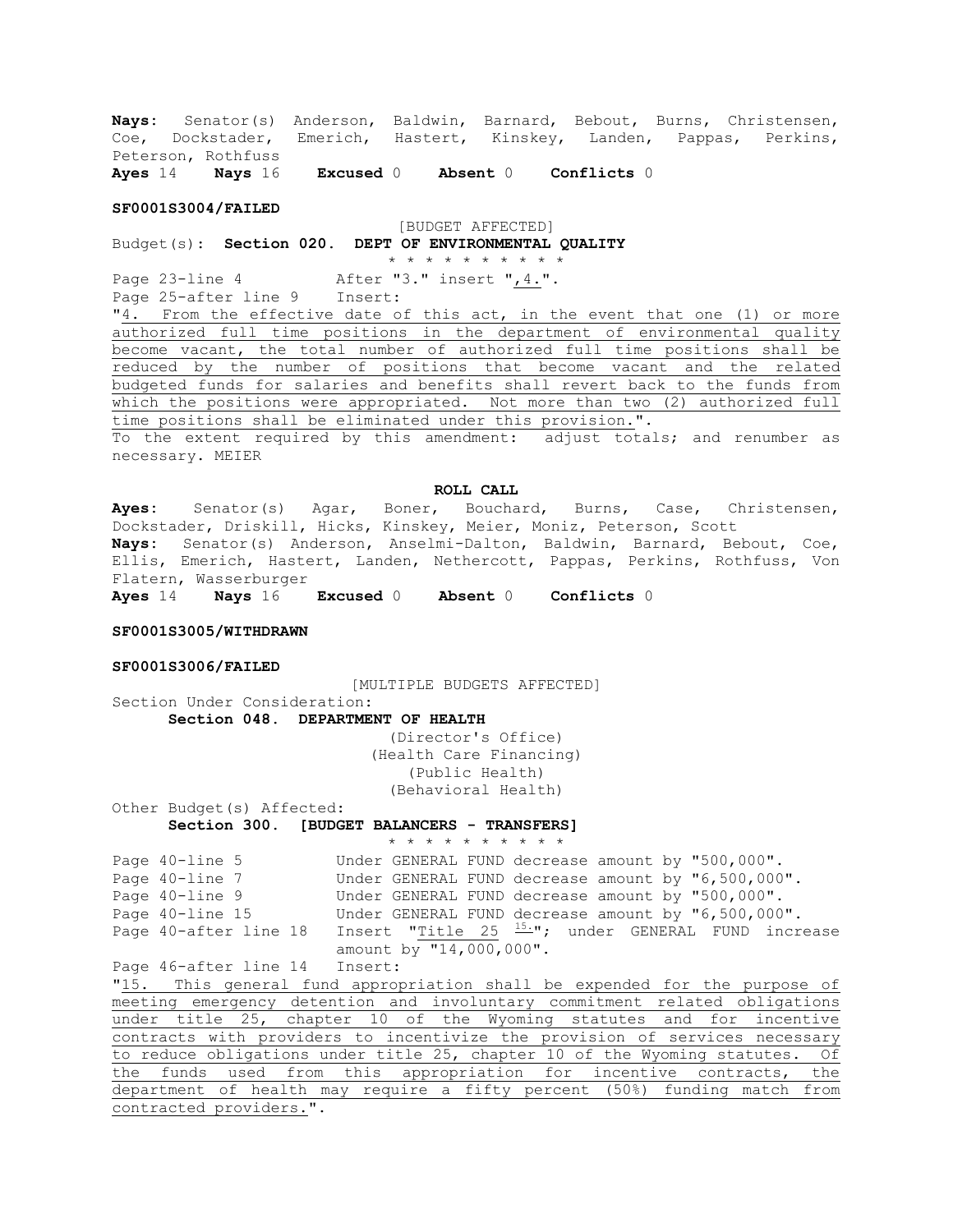**Nays:** Senator(s) Anderson, Baldwin, Barnard, Bebout, Burns, Christensen, Coe, Dockstader, Emerich, Hastert, Kinskey, Landen, Pappas, Perkins, Peterson, Rothfuss
**Ayes** 14 **Nays** 16 **Excused** 0 **Absent** 0 **Conflicts** 0

**SF0001S3004/FAILED**

[BUDGET AFFECTED]
Budget(s): **Section 020. DEPT OF ENVIRONMENTAL QUALITY**
\* \* \* \* \* \* \* \* \* \*

Page 23-line 4 After "3." insert ",4.".
Page 25-after line 9 Insert:
"4. From the effective date of this act, in the event that one (1) or more authorized full time positions in the department of environmental quality become vacant, the total number of authorized full time positions shall be reduced by the number of positions that become vacant and the related budgeted funds for salaries and benefits shall revert back to the funds from which the positions were appropriated. Not more than two (2) authorized full time positions shall be eliminated under this provision.".
To the extent required by this amendment: adjust totals; and renumber as necessary. MEIER

**ROLL CALL**
**Ayes:** Senator(s) Agar, Boner, Bouchard, Burns, Case, Christensen, Dockstader, Driskill, Hicks, Kinskey, Meier, Moniz, Peterson, Scott
**Nays:** Senator(s) Anderson, Anselmi-Dalton, Baldwin, Barnard, Bebout, Coe, Ellis, Emerich, Hastert, Landen, Nethercott, Pappas, Perkins, Rothfuss, Von Flatern, Wasserburger
**Ayes** 14 **Nays** 16 **Excused** 0 **Absent** 0 **Conflicts** 0

**SF0001S3005/WITHDRAWN**

**SF0001S3006/FAILED**

[MULTIPLE BUDGETS AFFECTED]
Section Under Consideration:
**Section 048. DEPARTMENT OF HEALTH**
(Director's Office)
(Health Care Financing)
(Public Health)
(Behavioral Health)
Other Budget(s) Affected:
**Section 300. [BUDGET BALANCERS - TRANSFERS]**
\* \* \* \* \* \* \* \* \* \*

Page 40-line 5 Under GENERAL FUND decrease amount by "500,000".
Page 40-line 7 Under GENERAL FUND decrease amount by "6,500,000".
Page 40-line 9 Under GENERAL FUND decrease amount by "500,000".
Page 40-line 15 Under GENERAL FUND decrease amount by "6,500,000".
Page 40-after line 18 Insert "Title 25 [15.]"; under GENERAL FUND increase amount by "14,000,000".
Page 46-after line 14 Insert:
"15. This general fund appropriation shall be expended for the purpose of meeting emergency detention and involuntary commitment related obligations under title 25, chapter 10 of the Wyoming statutes and for incentive contracts with providers to incentivize the provision of services necessary to reduce obligations under title 25, chapter 10 of the Wyoming statutes. Of the funds used from this appropriation for incentive contracts, the department of health may require a fifty percent (50%) funding match from contracted providers.".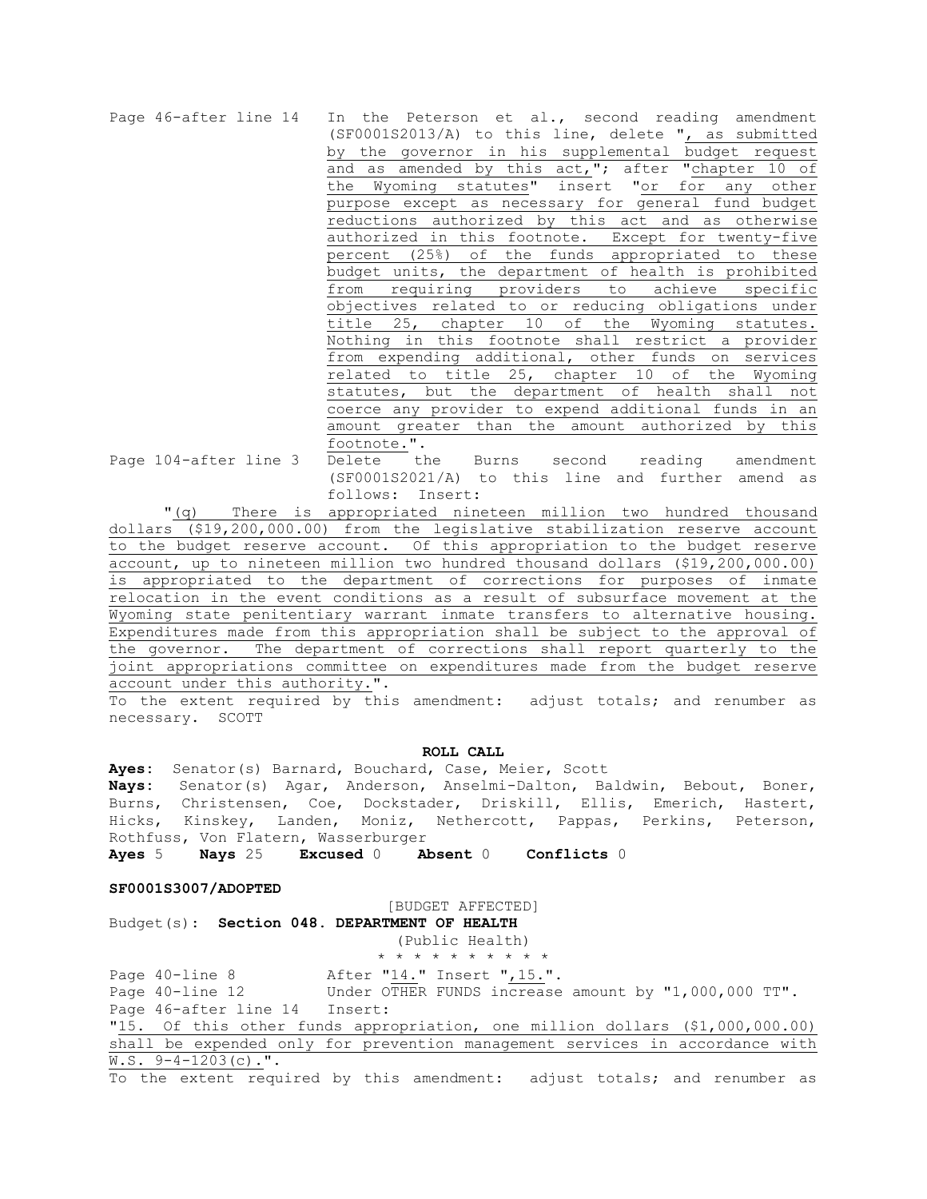Page 46-after line 14 In the Peterson et al., second reading amendment (SF0001S2013/A) to this line, delete ", as submitted by the governor in his supplemental budget request and as amended by this act,"; after "chapter 10 of the Wyoming statutes" insert "or for any other purpose except as necessary for general fund budget reductions authorized by this act and as otherwise authorized in this footnote. Except for twenty-five percent (25%) of the funds appropriated to these budget units, the department of health is prohibited from requiring providers to achieve specific objectives related to or reducing obligations under title 25, chapter 10 of the Wyoming statutes. Nothing in this footnote shall restrict a provider from expending additional, other funds on services related to title 25, chapter 10 of the Wyoming statutes, but the department of health shall not coerce any provider to expend additional funds in an amount greater than the amount authorized by this footnote.".

Page 104-after line 3 Delete the Burns second reading amendment (SF0001S2021/A) to this line and further amend as follows: Insert:

"(q) There is appropriated nineteen million two hundred thousand dollars ($19,200,000.00) from the legislative stabilization reserve account to the budget reserve account. Of this appropriation to the budget reserve account, up to nineteen million two hundred thousand dollars ($19,200,000.00) is appropriated to the department of corrections for purposes of inmate relocation in the event conditions as a result of subsurface movement at the Wyoming state penitentiary warrant inmate transfers to alternative housing. Expenditures made from this appropriation shall be subject to the approval of the governor. The department of corrections shall report quarterly to the joint appropriations committee on expenditures made from the budget reserve account under this authority.".

To the extent required by this amendment: adjust totals; and renumber as necessary. SCOTT

**ROLL CALL**

**Ayes:** Senator(s) Barnard, Bouchard, Case, Meier, Scott

**Nays:** Senator(s) Agar, Anderson, Anselmi-Dalton, Baldwin, Bebout, Boner, Burns, Christensen, Coe, Dockstader, Driskill, Ellis, Emerich, Hastert, Hicks, Kinskey, Landen, Moniz, Nethercott, Pappas, Perkins, Peterson, Rothfuss, Von Flatern, Wasserburger

**Ayes** 5 **Nays** 25 **Excused** 0 **Absent** 0 **Conflicts** 0

**SF0001S3007/ADOPTED**

[BUDGET AFFECTED]

Budget(s): **Section 048. DEPARTMENT OF HEALTH**

(Public Health)

* * * * * * * * * *

Page 40-line 8 After "14." Insert ",15.".

Page 40-line 12 Under OTHER FUNDS increase amount by "1,000,000 TT".

Page 46-after line 14 Insert:

"15. Of this other funds appropriation, one million dollars ($1,000,000.00) shall be expended only for prevention management services in accordance with W.S. 9-4-1203(c).".

To the extent required by this amendment: adjust totals; and renumber as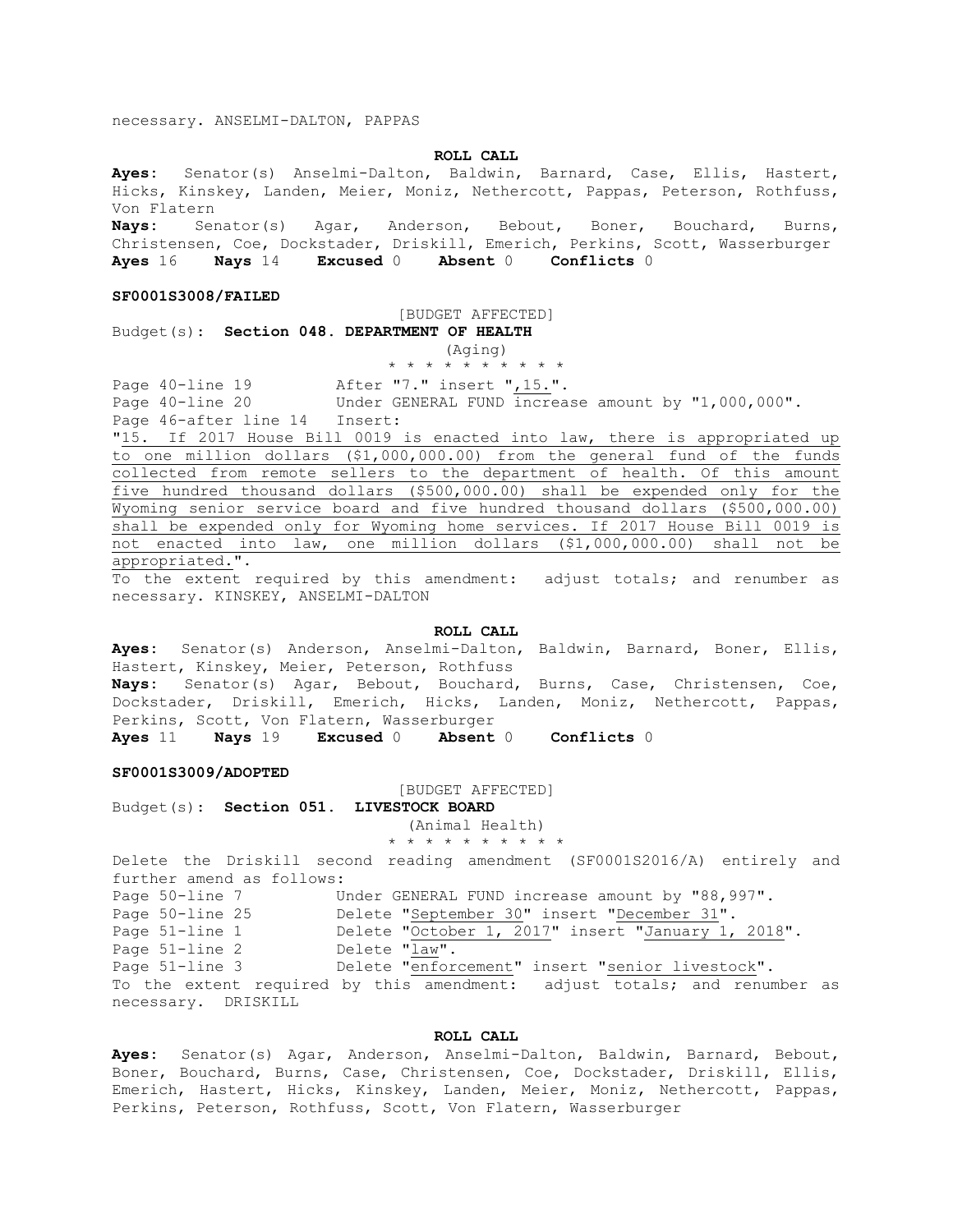necessary. ANSELMI-DALTON, PAPPAS

**ROLL CALL**

**Ayes:** Senator(s) Anselmi-Dalton, Baldwin, Barnard, Case, Ellis, Hastert, Hicks, Kinskey, Landen, Meier, Moniz, Nethercott, Pappas, Peterson, Rothfuss, Von Flatern

**Nays:** Senator(s) Agar, Anderson, Bebout, Boner, Bouchard, Burns, Christensen, Coe, Dockstader, Driskill, Emerich, Perkins, Scott, Wasserburger

**Ayes** 16 **Nays** 14 **Excused** 0 **Absent** 0 **Conflicts** 0

**SF0001S3008/FAILED**

[BUDGET AFFECTED]

Budget(s): **Section 048. DEPARTMENT OF HEALTH**

(Aging)

* * * * * * * * * *

Page 40-line 19 After "7." insert ",15.".

Page 40-line 20 Under GENERAL FUND increase amount by "1,000,000".

Page 46-after line 14 Insert:

"15. If 2017 House Bill 0019 is enacted into law, there is appropriated up to one million dollars ($1,000,000.00) from the general fund of the funds collected from remote sellers to the department of health. Of this amount five hundred thousand dollars ($500,000.00) shall be expended only for the Wyoming senior service board and five hundred thousand dollars ($500,000.00) shall be expended only for Wyoming home services. If 2017 House Bill 0019 is not enacted into law, one million dollars ($1,000,000.00) shall not be appropriated.".

To the extent required by this amendment: adjust totals; and renumber as necessary. KINSKEY, ANSELMI-DALTON

**ROLL CALL**

**Ayes:** Senator(s) Anderson, Anselmi-Dalton, Baldwin, Barnard, Boner, Ellis, Hastert, Kinskey, Meier, Peterson, Rothfuss

**Nays:** Senator(s) Agar, Bebout, Bouchard, Burns, Case, Christensen, Coe, Dockstader, Driskill, Emerich, Hicks, Landen, Moniz, Nethercott, Pappas, Perkins, Scott, Von Flatern, Wasserburger

**Ayes** 11 **Nays** 19 **Excused** 0 **Absent** 0 **Conflicts** 0

**SF0001S3009/ADOPTED**

[BUDGET AFFECTED]

Budget(s): **Section 051. LIVESTOCK BOARD**

(Animal Health)

* * * * * * * * * *

Delete the Driskill second reading amendment (SF0001S2016/A) entirely and further amend as follows:

Page 50-line 7 Under GENERAL FUND increase amount by "88,997".

Page 50-line 25 Delete "September 30" insert "December 31".

Page 51-line 1 Delete "October 1, 2017" insert "January 1, 2018".

Page 51-line 2 Delete "law".

Page 51-line 3 Delete "enforcement" insert "senior livestock".

To the extent required by this amendment: adjust totals; and renumber as necessary. DRISKILL

**ROLL CALL**

**Ayes:** Senator(s) Agar, Anderson, Anselmi-Dalton, Baldwin, Barnard, Bebout, Boner, Bouchard, Burns, Case, Christensen, Coe, Dockstader, Driskill, Ellis, Emerich, Hastert, Hicks, Kinskey, Landen, Meier, Moniz, Nethercott, Pappas, Perkins, Peterson, Rothfuss, Scott, Von Flatern, Wasserburger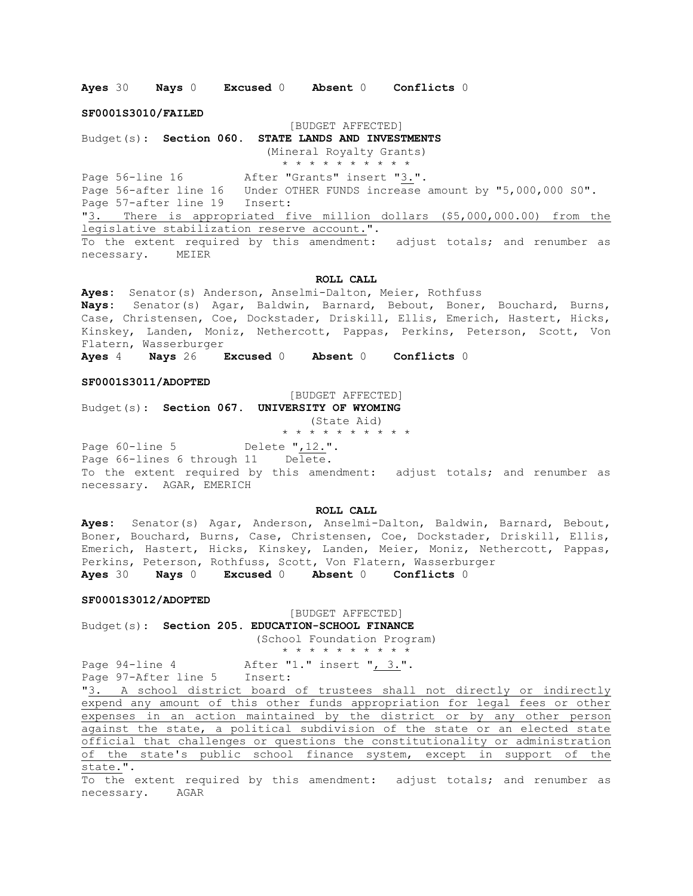**Ayes** 30 **Nays** 0 **Excused** 0 **Absent** 0 **Conflicts** 0

**SF0001S3010/FAILED**

[BUDGET AFFECTED]

Budget(s): **Section 060. STATE LANDS AND INVESTMENTS**

(Mineral Royalty Grants)

\* \* \* \* \* \* \* \* \* \* \*

Page 56-line 16 After "Grants" insert "3.".
Page 56-after line 16 Under OTHER FUNDS increase amount by "5,000,000 S0".
Page 57-after line 19 Insert:
"3. There is appropriated five million dollars ($5,000,000.00) from the legislative stabilization reserve account.".
To the extent required by this amendment: adjust totals; and renumber as necessary. MEIER

**ROLL CALL**

**Ayes:** Senator(s) Anderson, Anselmi-Dalton, Meier, Rothfuss
**Nays:** Senator(s) Agar, Baldwin, Barnard, Bebout, Boner, Bouchard, Burns, Case, Christensen, Coe, Dockstader, Driskill, Ellis, Emerich, Hastert, Hicks, Kinskey, Landen, Moniz, Nethercott, Pappas, Perkins, Peterson, Scott, Von Flatern, Wasserburger
**Ayes** 4 **Nays** 26 **Excused** 0 **Absent** 0 **Conflicts** 0

**SF0001S3011/ADOPTED**

[BUDGET AFFECTED]

Budget(s): **Section 067. UNIVERSITY OF WYOMING**

(State Aid)

\* \* \* \* \* \* \* \* \* \* \*

Page 60-line 5 Delete ",12.".
Page 66-lines 6 through 11 Delete.
To the extent required by this amendment: adjust totals; and renumber as necessary. AGAR, EMERICH

**ROLL CALL**

**Ayes:** Senator(s) Agar, Anderson, Anselmi-Dalton, Baldwin, Barnard, Bebout, Boner, Bouchard, Burns, Case, Christensen, Coe, Dockstader, Driskill, Ellis, Emerich, Hastert, Hicks, Kinskey, Landen, Meier, Moniz, Nethercott, Pappas, Perkins, Peterson, Rothfuss, Scott, Von Flatern, Wasserburger
**Ayes** 30 **Nays** 0 **Excused** 0 **Absent** 0 **Conflicts** 0

**SF0001S3012/ADOPTED**

[BUDGET AFFECTED]

Budget(s): **Section 205. EDUCATION-SCHOOL FINANCE**

(School Foundation Program)

\* \* \* \* \* \* \* \* \* \* \*

Page 94-line 4 After "1." insert ", 3.".
Page 97-After line 5 Insert:
"3. A school district board of trustees shall not directly or indirectly expend any amount of this other funds appropriation for legal fees or other expenses in an action maintained by the district or by any other person against the state, a political subdivision of the state or an elected state official that challenges or questions the constitutionality or administration of the state's public school finance system, except in support of the state.".
To the extent required by this amendment: adjust totals; and renumber as necessary. AGAR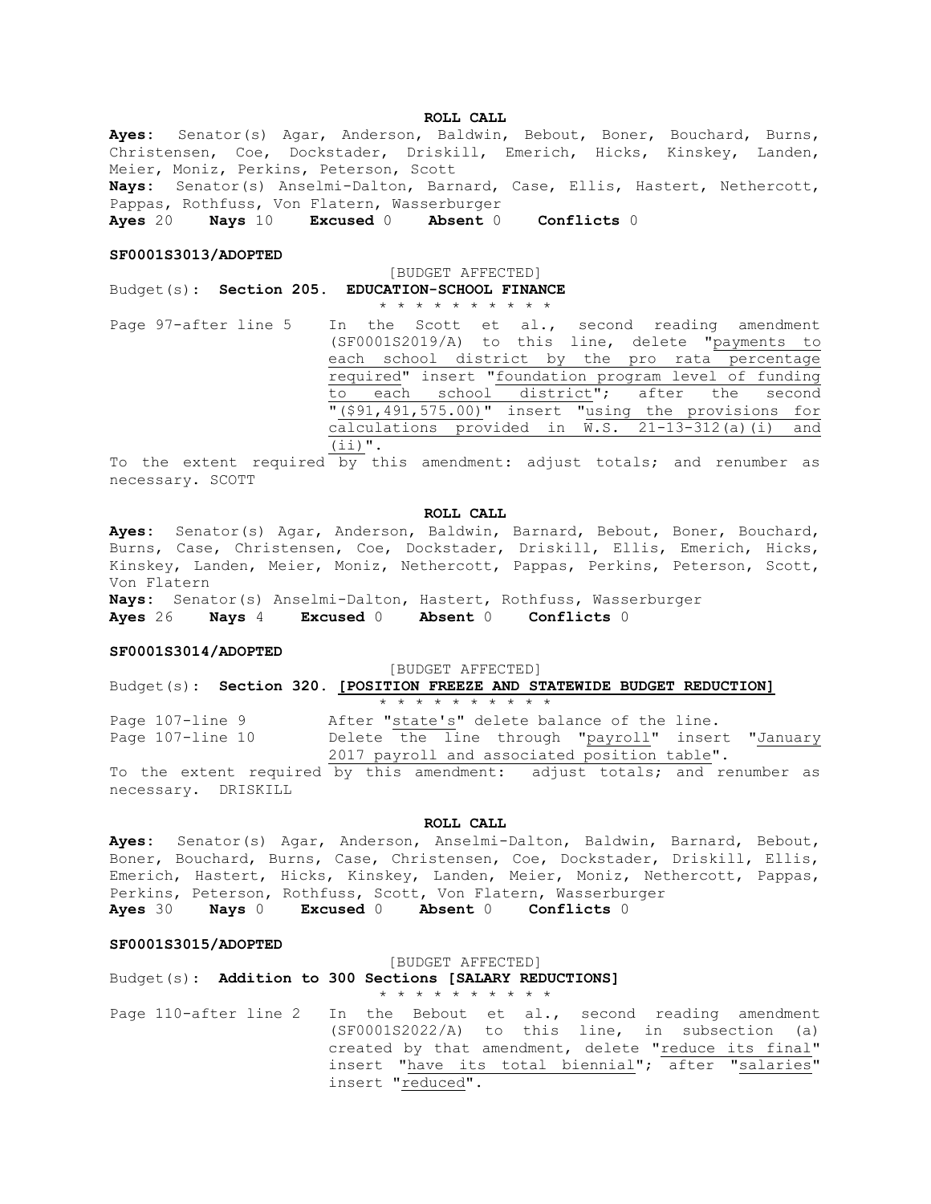**ROLL CALL**

**Ayes:** Senator(s) Agar, Anderson, Baldwin, Bebout, Boner, Bouchard, Burns, Christensen, Coe, Dockstader, Driskill, Emerich, Hicks, Kinskey, Landen, Meier, Moniz, Perkins, Peterson, Scott

**Nays:** Senator(s) Anselmi-Dalton, Barnard, Case, Ellis, Hastert, Nethercott, Pappas, Rothfuss, Von Flatern, Wasserburger

**Ayes** 20 **Nays** 10 **Excused** 0 **Absent** 0 **Conflicts** 0

**SF0001S3013/ADOPTED**

[BUDGET AFFECTED]

Budget(s): **Section 205. EDUCATION-SCHOOL FINANCE**

\* \* \* \* \* \* \* \* \* \*

Page 97-after line 5 In the Scott et al., second reading amendment (SF0001S2019/A) to this line, delete "payments to each school district by the pro rata percentage required" insert "foundation program level of funding to each school district"; after the second "($91,491,575.00)" insert "using the provisions for calculations provided in W.S. 21-13-312(a)(i) and (ii)".

To the extent required by this amendment: adjust totals; and renumber as necessary. SCOTT

**ROLL CALL**

**Ayes:** Senator(s) Agar, Anderson, Baldwin, Barnard, Bebout, Boner, Bouchard, Burns, Case, Christensen, Coe, Dockstader, Driskill, Ellis, Emerich, Hicks, Kinskey, Landen, Meier, Moniz, Nethercott, Pappas, Perkins, Peterson, Scott, Von Flatern

**Nays:** Senator(s) Anselmi-Dalton, Hastert, Rothfuss, Wasserburger

**Ayes** 26 **Nays** 4 **Excused** 0 **Absent** 0 **Conflicts** 0

**SF0001S3014/ADOPTED**

[BUDGET AFFECTED]

Budget(s): **Section 320. [POSITION FREEZE AND STATEWIDE BUDGET REDUCTION]**

\* \* \* \* \* \* \* \* \* \*

Page 107-line 9 After "state's" delete balance of the line.

Page 107-line 10 Delete the line through "payroll" insert "January 2017 payroll and associated position table".

To the extent required by this amendment: adjust totals; and renumber as necessary. DRISKILL

**ROLL CALL**

**Ayes:** Senator(s) Agar, Anderson, Anselmi-Dalton, Baldwin, Barnard, Bebout, Boner, Bouchard, Burns, Case, Christensen, Coe, Dockstader, Driskill, Ellis, Emerich, Hastert, Hicks, Kinskey, Landen, Meier, Moniz, Nethercott, Pappas, Perkins, Peterson, Rothfuss, Scott, Von Flatern, Wasserburger

**Ayes** 30 **Nays** 0 **Excused** 0 **Absent** 0 **Conflicts** 0

**SF0001S3015/ADOPTED**

[BUDGET AFFECTED]

Budget(s): **Addition to 300 Sections [SALARY REDUCTIONS]**

\* \* \* \* \* \* \* \* \* \*

Page 110-after line 2 In the Bebout et al., second reading amendment (SF0001S2022/A) to this line, in subsection (a) created by that amendment, delete "reduce its final" insert "have its total biennial"; after "salaries" insert "reduced".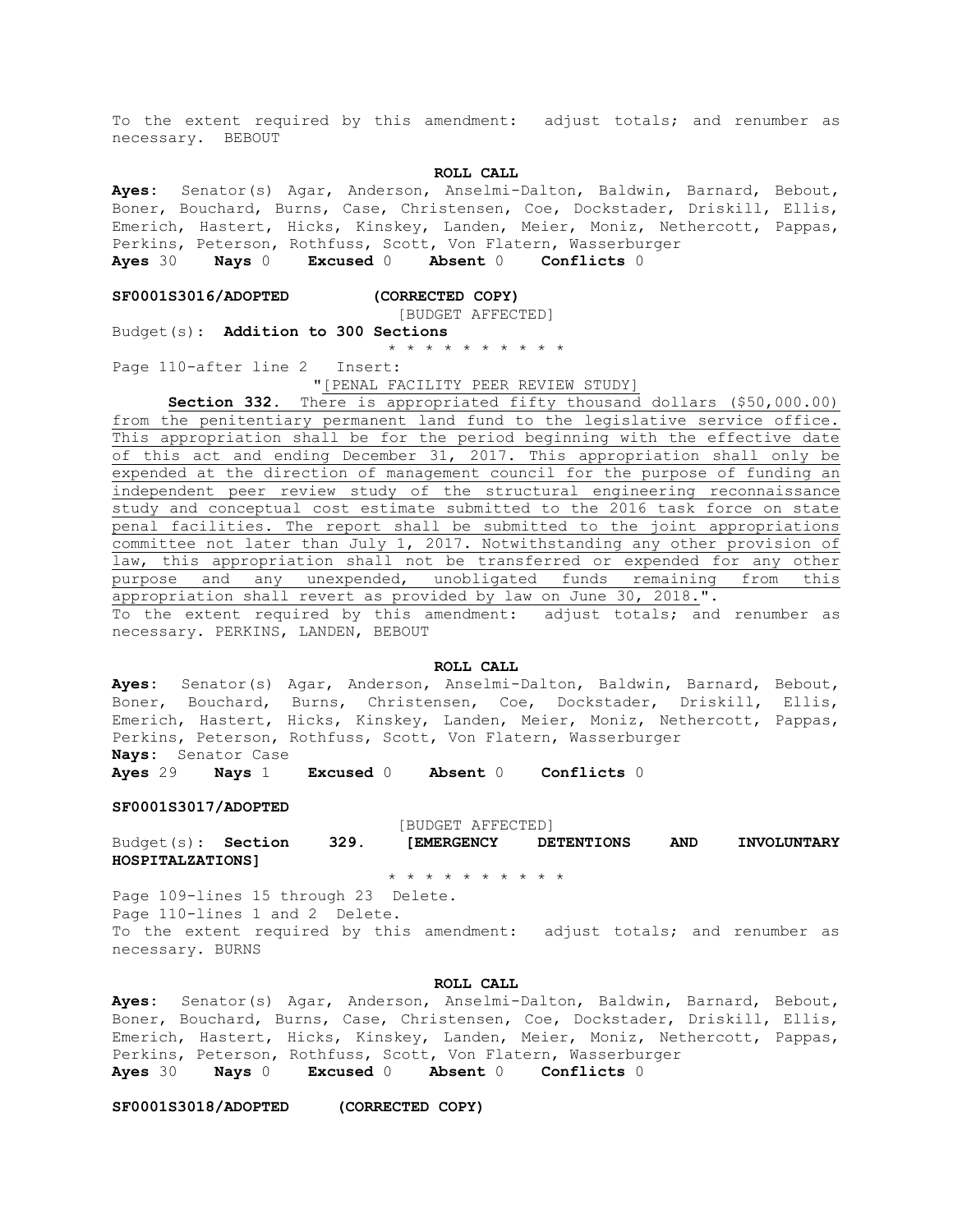To the extent required by this amendment: adjust totals; and renumber as necessary. BEBOUT

**ROLL CALL**

**Ayes:** Senator(s) Agar, Anderson, Anselmi-Dalton, Baldwin, Barnard, Bebout, Boner, Bouchard, Burns, Case, Christensen, Coe, Dockstader, Driskill, Ellis, Emerich, Hastert, Hicks, Kinskey, Landen, Meier, Moniz, Nethercott, Pappas, Perkins, Peterson, Rothfuss, Scott, Von Flatern, Wasserburger

**Ayes** 30 **Nays** 0 **Excused** 0 **Absent** 0 **Conflicts** 0

**SF0001S3016/ADOPTED (CORRECTED COPY)**

[BUDGET AFFECTED]

Budget(s): **Addition to 300 Sections**

\* \* \* \* \* \* \* \* \* \*

Page 110-after line 2 Insert:

"[PENAL FACILITY PEER REVIEW STUDY]

**Section 332.** There is appropriated fifty thousand dollars ($50,000.00) from the penitentiary permanent land fund to the legislative service office. This appropriation shall be for the period beginning with the effective date of this act and ending December 31, 2017. This appropriation shall only be expended at the direction of management council for the purpose of funding an independent peer review study of the structural engineering reconnaissance study and conceptual cost estimate submitted to the 2016 task force on state penal facilities. The report shall be submitted to the joint appropriations committee not later than July 1, 2017. Notwithstanding any other provision of law, this appropriation shall not be transferred or expended for any other purpose and any unexpended, unobligated funds remaining from this appropriation shall revert as provided by law on June 30, 2018.".

To the extent required by this amendment: adjust totals; and renumber as necessary. PERKINS, LANDEN, BEBOUT

**ROLL CALL**

**Ayes:** Senator(s) Agar, Anderson, Anselmi-Dalton, Baldwin, Barnard, Bebout, Boner, Bouchard, Burns, Christensen, Coe, Dockstader, Driskill, Ellis, Emerich, Hastert, Hicks, Kinskey, Landen, Meier, Moniz, Nethercott, Pappas, Perkins, Peterson, Rothfuss, Scott, Von Flatern, Wasserburger

**Nays:** Senator Case

**Ayes** 29 **Nays** 1 **Excused** 0 **Absent** 0 **Conflicts** 0

**SF0001S3017/ADOPTED**

[BUDGET AFFECTED]

Budget(s): **Section 329. [EMERGENCY DETENTIONS AND INVOLUNTARY HOSPITALZATIONS]**

\* \* \* \* \* \* \* \* \* \*

Page 109-lines 15 through 23 Delete.

Page 110-lines 1 and 2 Delete.

To the extent required by this amendment: adjust totals; and renumber as necessary. BURNS

**ROLL CALL**

**Ayes:** Senator(s) Agar, Anderson, Anselmi-Dalton, Baldwin, Barnard, Bebout, Boner, Bouchard, Burns, Case, Christensen, Coe, Dockstader, Driskill, Ellis, Emerich, Hastert, Hicks, Kinskey, Landen, Meier, Moniz, Nethercott, Pappas, Perkins, Peterson, Rothfuss, Scott, Von Flatern, Wasserburger

**Ayes** 30 **Nays** 0 **Excused** 0 **Absent** 0 **Conflicts** 0

**SF0001S3018/ADOPTED (CORRECTED COPY)**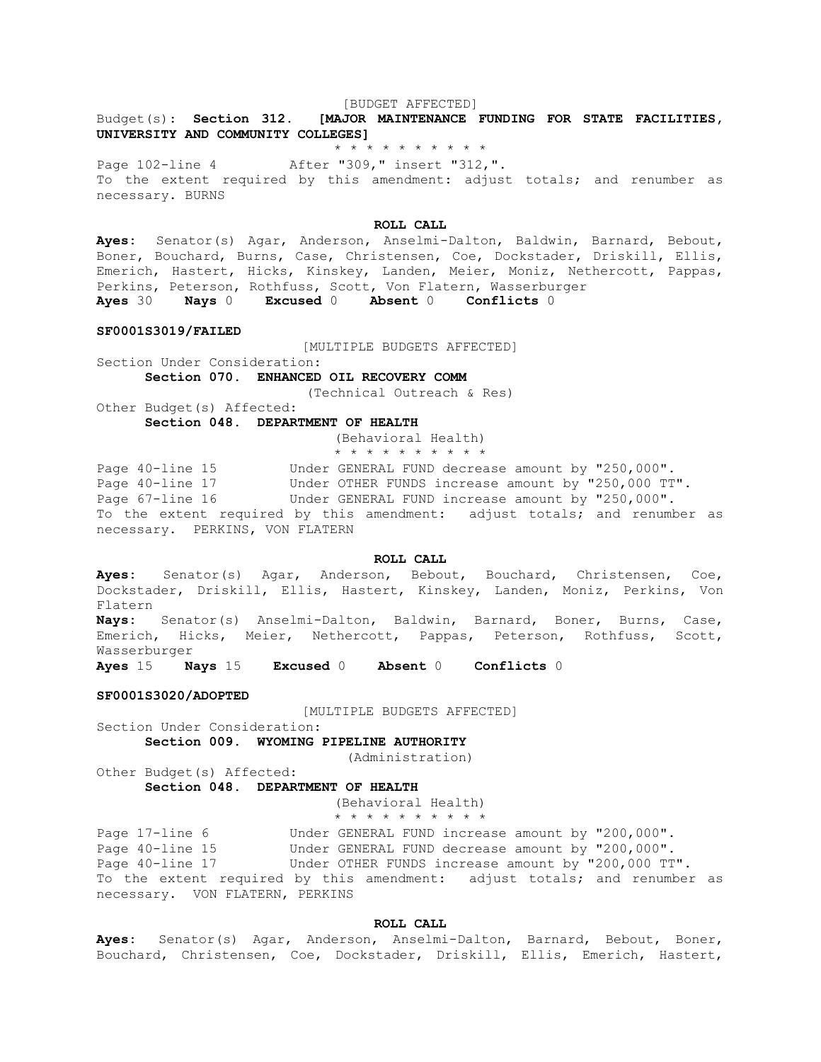[BUDGET AFFECTED]

Budget(s): **Section 312. [MAJOR MAINTENANCE FUNDING FOR STATE FACILITIES, UNIVERSITY AND COMMUNITY COLLEGES]**

* * * * * * * * * *

Page 102-line 4 After "309," insert "312,".

To the extent required by this amendment: adjust totals; and renumber as necessary. BURNS

**ROLL CALL**

**Ayes:** Senator(s) Agar, Anderson, Anselmi-Dalton, Baldwin, Barnard, Bebout, Boner, Bouchard, Burns, Case, Christensen, Coe, Dockstader, Driskill, Ellis, Emerich, Hastert, Hicks, Kinskey, Landen, Meier, Moniz, Nethercott, Pappas, Perkins, Peterson, Rothfuss, Scott, Von Flatern, Wasserburger

**Ayes** 30 **Nays** 0 **Excused** 0 **Absent** 0 **Conflicts** 0

**SF0001S3019/FAILED**

[MULTIPLE BUDGETS AFFECTED]

Section Under Consideration:

**Section 070. ENHANCED OIL RECOVERY COMM**
(Technical Outreach & Res)

Other Budget(s) Affected:

**Section 048. DEPARTMENT OF HEALTH**
(Behavioral Health)

* * * * * * * * * *

Page 40-line 15 Under GENERAL FUND decrease amount by "250,000".
Page 40-line 17 Under OTHER FUNDS increase amount by "250,000 TT".
Page 67-line 16 Under GENERAL FUND increase amount by "250,000".

To the extent required by this amendment: adjust totals; and renumber as necessary. PERKINS, VON FLATERN

**ROLL CALL**

**Ayes:** Senator(s) Agar, Anderson, Bebout, Bouchard, Christensen, Coe, Dockstader, Driskill, Ellis, Hastert, Kinskey, Landen, Moniz, Perkins, Von Flatern

**Nays:** Senator(s) Anselmi-Dalton, Baldwin, Barnard, Boner, Burns, Case, Emerich, Hicks, Meier, Nethercott, Pappas, Peterson, Rothfuss, Scott, Wasserburger

**Ayes** 15 **Nays** 15 **Excused** 0 **Absent** 0 **Conflicts** 0

**SF0001S3020/ADOPTED**

[MULTIPLE BUDGETS AFFECTED]

Section Under Consideration:

**Section 009. WYOMING PIPELINE AUTHORITY**
(Administration)

Other Budget(s) Affected:

**Section 048. DEPARTMENT OF HEALTH**
(Behavioral Health)

* * * * * * * * * *

Page 17-line 6 Under GENERAL FUND increase amount by "200,000".
Page 40-line 15 Under GENERAL FUND decrease amount by "200,000".
Page 40-line 17 Under OTHER FUNDS increase amount by "200,000 TT".

To the extent required by this amendment: adjust totals; and renumber as necessary. VON FLATERN, PERKINS

**ROLL CALL**

**Ayes:** Senator(s) Agar, Anderson, Anselmi-Dalton, Barnard, Bebout, Boner, Bouchard, Christensen, Coe, Dockstader, Driskill, Ellis, Emerich, Hastert,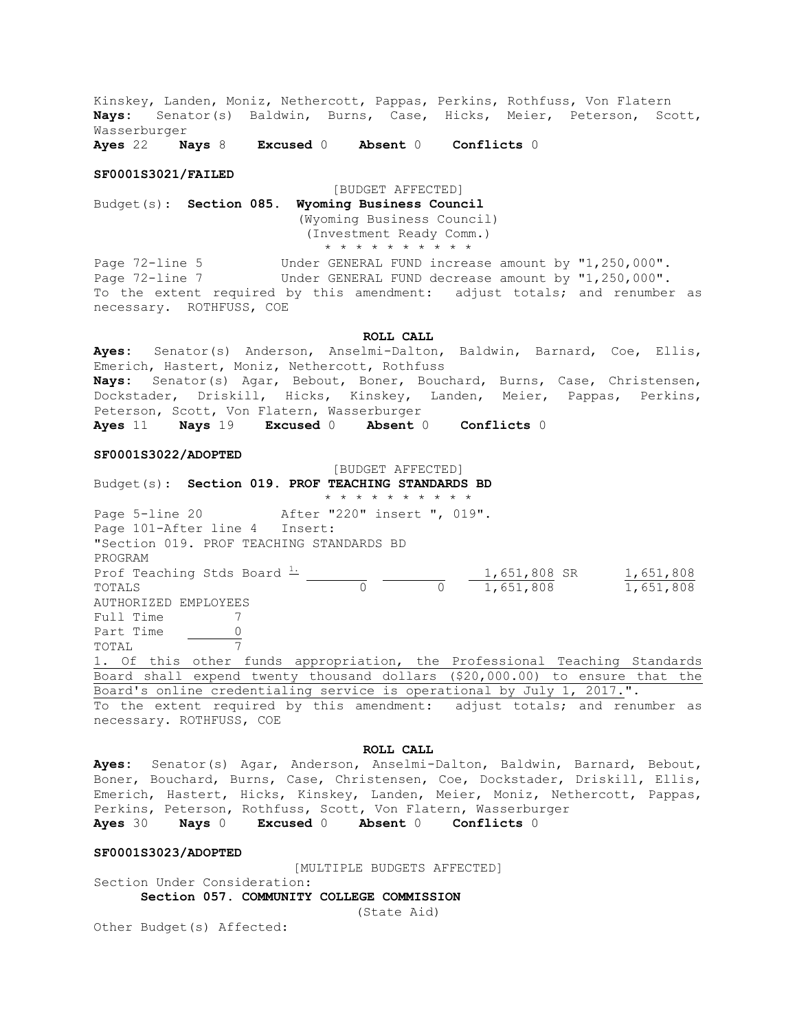Kinskey, Landen, Moniz, Nethercott, Pappas, Perkins, Rothfuss, Von Flatern
**Nays:** Senator(s) Baldwin, Burns, Case, Hicks, Meier, Peterson, Scott, Wasserburger
**Ayes** 22 **Nays** 8 **Excused** 0 **Absent** 0 **Conflicts** 0

**SF0001S3021/FAILED**

[BUDGET AFFECTED]

Budget(s): **Section 085. Wyoming Business Council**
(Wyoming Business Council)
(Investment Ready Comm.)
* * * * * * * * * *

Page 72-line 5 Under GENERAL FUND increase amount by "1,250,000".
Page 72-line 7 Under GENERAL FUND decrease amount by "1,250,000".
To the extent required by this amendment: adjust totals; and renumber as necessary. ROTHFUSS, COE

**ROLL CALL**

**Ayes:** Senator(s) Anderson, Anselmi-Dalton, Baldwin, Barnard, Coe, Ellis, Emerich, Hastert, Moniz, Nethercott, Rothfuss
**Nays:** Senator(s) Agar, Bebout, Boner, Bouchard, Burns, Case, Christensen, Dockstader, Driskill, Hicks, Kinskey, Landen, Meier, Pappas, Perkins, Peterson, Scott, Von Flatern, Wasserburger
**Ayes** 11 **Nays** 19 **Excused** 0 **Absent** 0 **Conflicts** 0

**SF0001S3022/ADOPTED**

[BUDGET AFFECTED]

Budget(s): **Section 019. PROF TEACHING STANDARDS BD**
* * * * * * * * * *

Page 5-line 20 After "220" insert ", 019".
Page 101-After line 4 Insert:
"Section 019. PROF TEACHING STANDARDS BD

| PROGRAM | | | | |
|---|---|---|---|---|
| Prof Teaching Stds Board [1.] | | | 1,651,808 SR | 1,651,808 |
| TOTALS | 0 | 0 | 1,651,808 | 1,651,808 |

AUTHORIZED EMPLOYEES
Full Time 7
Part Time 0
TOTAL 7

1. Of this other funds appropriation, the Professional Teaching Standards Board shall expend twenty thousand dollars ($20,000.00) to ensure that the Board's online credentialing service is operational by July 1, 2017.".
To the extent required by this amendment: adjust totals; and renumber as necessary. ROTHFUSS, COE

**ROLL CALL**

**Ayes:** Senator(s) Agar, Anderson, Anselmi-Dalton, Baldwin, Barnard, Bebout, Boner, Bouchard, Burns, Case, Christensen, Coe, Dockstader, Driskill, Ellis, Emerich, Hastert, Hicks, Kinskey, Landen, Meier, Moniz, Nethercott, Pappas, Perkins, Peterson, Rothfuss, Scott, Von Flatern, Wasserburger
**Ayes** 30 **Nays** 0 **Excused** 0 **Absent** 0 **Conflicts** 0

**SF0001S3023/ADOPTED**

[MULTIPLE BUDGETS AFFECTED]

Section Under Consideration:
**Section 057. COMMUNITY COLLEGE COMMISSION**
(State Aid)
Other Budget(s) Affected: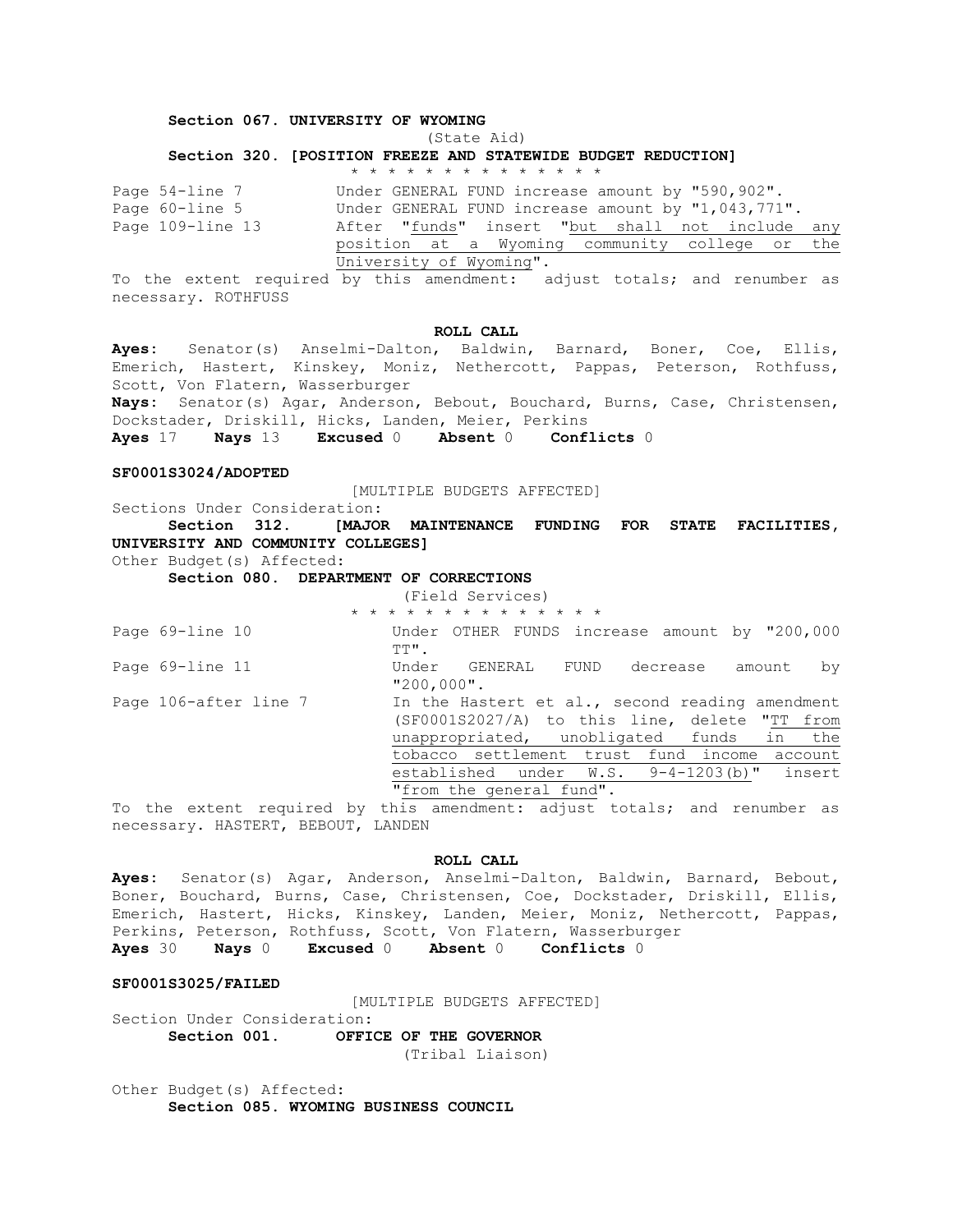**Section 067. UNIVERSITY OF WYOMING**

(State Aid)

**Section 320. [POSITION FREEZE AND STATEWIDE BUDGET REDUCTION]**

\* \* \* \* \* \* \* \* \* \* \* \* \* \* \*

Page 54-line 7 Under GENERAL FUND increase amount by "590,902".

Page 60-line 5 Under GENERAL FUND increase amount by "1,043,771".

Page 109-line 13 After "funds" insert "but shall not include any position at a Wyoming community college or the University of Wyoming".

To the extent required by this amendment: adjust totals; and renumber as necessary. ROTHFUSS

**ROLL CALL**

**Ayes:** Senator(s) Anselmi-Dalton, Baldwin, Barnard, Boner, Coe, Ellis, Emerich, Hastert, Kinskey, Moniz, Nethercott, Pappas, Peterson, Rothfuss, Scott, Von Flatern, Wasserburger

**Nays:** Senator(s) Agar, Anderson, Bebout, Bouchard, Burns, Case, Christensen, Dockstader, Driskill, Hicks, Landen, Meier, Perkins

**Ayes** 17 **Nays** 13 **Excused** 0 **Absent** 0 **Conflicts** 0

**SF0001S3024/ADOPTED**

[MULTIPLE BUDGETS AFFECTED]

Sections Under Consideration:

**Section 312. [MAJOR MAINTENANCE FUNDING FOR STATE FACILITIES, UNIVERSITY AND COMMUNITY COLLEGES]**

Other Budget(s) Affected:

**Section 080. DEPARTMENT OF CORRECTIONS**

(Field Services)

\* \* \* \* \* \* \* \* \* \* \* \* \* \* \*

Page 69-line 10 Under OTHER FUNDS increase amount by "200,000 TT".

Page 69-line 11 Under GENERAL FUND decrease amount by "200,000".

Page 106-after line 7 In the Hastert et al., second reading amendment (SF0001S2027/A) to this line, delete "TT from unappropriated, unobligated funds in the tobacco settlement trust fund income account established under W.S. 9-4-1203(b)" insert "from the general fund".

To the extent required by this amendment: adjust totals; and renumber as necessary. HASTERT, BEBOUT, LANDEN

**ROLL CALL**

**Ayes:** Senator(s) Agar, Anderson, Anselmi-Dalton, Baldwin, Barnard, Bebout, Boner, Bouchard, Burns, Case, Christensen, Coe, Dockstader, Driskill, Ellis, Emerich, Hastert, Hicks, Kinskey, Landen, Meier, Moniz, Nethercott, Pappas, Perkins, Peterson, Rothfuss, Scott, Von Flatern, Wasserburger

**Ayes** 30 **Nays** 0 **Excused** 0 **Absent** 0 **Conflicts** 0

**SF0001S3025/FAILED**

[MULTIPLE BUDGETS AFFECTED]

Section Under Consideration:

**Section 001. OFFICE OF THE GOVERNOR**

(Tribal Liaison)

Other Budget(s) Affected:

**Section 085. WYOMING BUSINESS COUNCIL**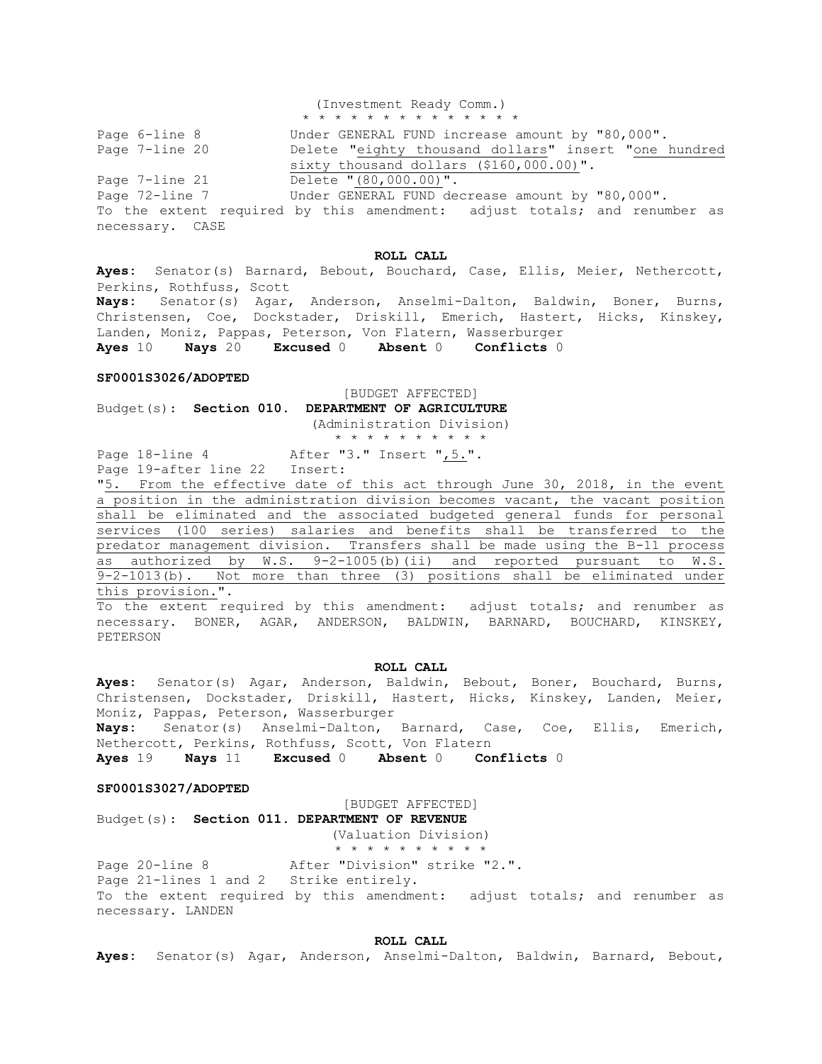(Investment Ready Comm.)
\* \* \* \* \* \* \* \* \* \* \* \* \* \* \*

Page 6-line 8 Under GENERAL FUND increase amount by "80,000".
Page 7-line 20 Delete "eighty thousand dollars" insert "one hundred sixty thousand dollars ($160,000.00)".
Page 7-line 21 Delete "(80,000.00)".
Page 72-line 7 Under GENERAL FUND decrease amount by "80,000".
To the extent required by this amendment: adjust totals; and renumber as necessary. CASE

**ROLL CALL**

**Ayes:** Senator(s) Barnard, Bebout, Bouchard, Case, Ellis, Meier, Nethercott, Perkins, Rothfuss, Scott
**Nays:** Senator(s) Agar, Anderson, Anselmi-Dalton, Baldwin, Boner, Burns, Christensen, Coe, Dockstader, Driskill, Emerich, Hastert, Hicks, Kinskey, Landen, Moniz, Pappas, Peterson, Von Flatern, Wasserburger
**Ayes** 10 **Nays** 20 **Excused** 0 **Absent** 0 **Conflicts** 0

**SF0001S3026/ADOPTED**

[BUDGET AFFECTED]
Budget(s): **Section 010. DEPARTMENT OF AGRICULTURE**
(Administration Division)
\* \* \* \* \* \* \* \* \* \*

Page 18-line 4 After "3." Insert ",5.".
Page 19-after line 22 Insert:
"5. From the effective date of this act through June 30, 2018, in the event a position in the administration division becomes vacant, the vacant position shall be eliminated and the associated budgeted general funds for personal services (100 series) salaries and benefits shall be transferred to the predator management division. Transfers shall be made using the B-11 process as authorized by W.S. 9-2-1005(b)(ii) and reported pursuant to W.S. 9-2-1013(b). Not more than three (3) positions shall be eliminated under this provision.".
To the extent required by this amendment: adjust totals; and renumber as necessary. BONER, AGAR, ANDERSON, BALDWIN, BARNARD, BOUCHARD, KINSKEY, PETERSON

**ROLL CALL**

**Ayes:** Senator(s) Agar, Anderson, Baldwin, Bebout, Boner, Bouchard, Burns, Christensen, Dockstader, Driskill, Hastert, Hicks, Kinskey, Landen, Meier, Moniz, Pappas, Peterson, Wasserburger
**Nays:** Senator(s) Anselmi-Dalton, Barnard, Case, Coe, Ellis, Emerich, Nethercott, Perkins, Rothfuss, Scott, Von Flatern
**Ayes** 19 **Nays** 11 **Excused** 0 **Absent** 0 **Conflicts** 0

**SF0001S3027/ADOPTED**

[BUDGET AFFECTED]
Budget(s): **Section 011. DEPARTMENT OF REVENUE**
(Valuation Division)
\* \* \* \* \* \* \* \* \* \*

Page 20-line 8 After "Division" strike "2.".
Page 21-lines 1 and 2 Strike entirely.
To the extent required by this amendment: adjust totals; and renumber as necessary. LANDEN

**ROLL CALL**

**Ayes:** Senator(s) Agar, Anderson, Anselmi-Dalton, Baldwin, Barnard, Bebout,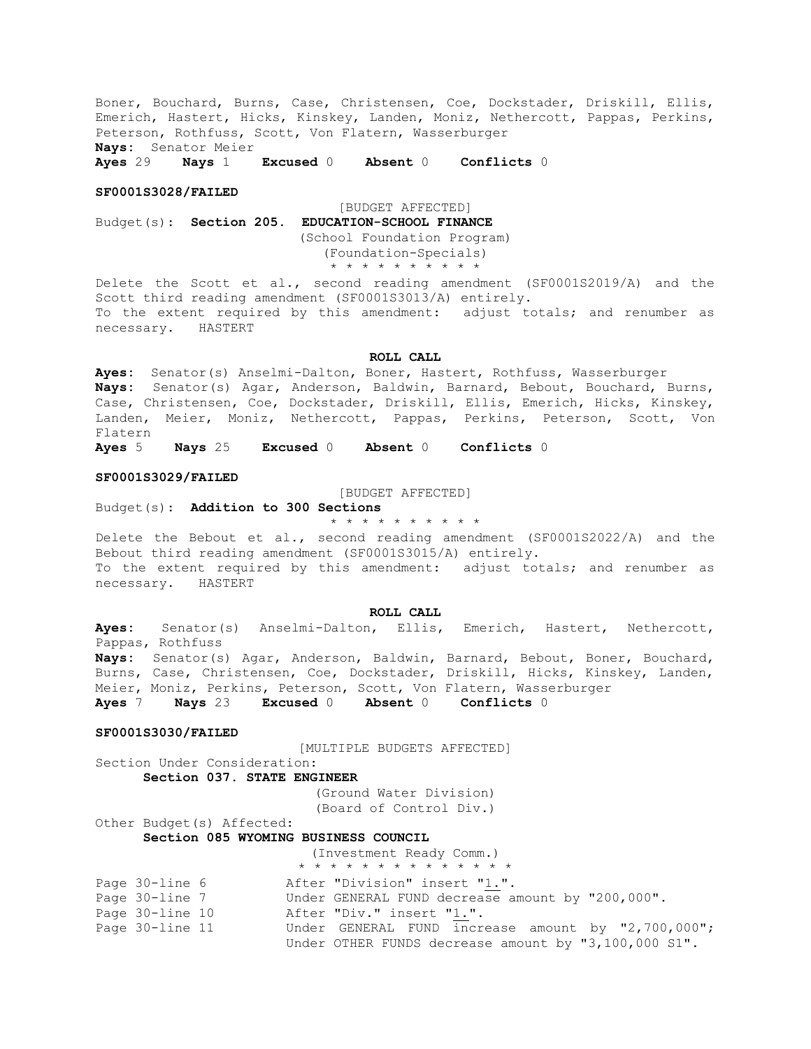Boner, Bouchard, Burns, Case, Christensen, Coe, Dockstader, Driskill, Ellis, Emerich, Hastert, Hicks, Kinskey, Landen, Moniz, Nethercott, Pappas, Perkins, Peterson, Rothfuss, Scott, Von Flatern, Wasserburger
**Nays:** Senator Meier
**Ayes** 29 **Nays** 1 **Excused** 0 **Absent** 0 **Conflicts** 0

**SF0001S3028/FAILED**

[BUDGET AFFECTED]
Budget(s): **Section 205. EDUCATION-SCHOOL FINANCE**
(School Foundation Program)
(Foundation-Specials)
* * * * * * * * * *

Delete the Scott et al., second reading amendment (SF0001S2019/A) and the Scott third reading amendment (SF0001S3013/A) entirely.
To the extent required by this amendment: adjust totals; and renumber as necessary. HASTERT

**ROLL CALL**

**Ayes:** Senator(s) Anselmi-Dalton, Boner, Hastert, Rothfuss, Wasserburger
**Nays:** Senator(s) Agar, Anderson, Baldwin, Barnard, Bebout, Bouchard, Burns, Case, Christensen, Coe, Dockstader, Driskill, Ellis, Emerich, Hicks, Kinskey, Landen, Meier, Moniz, Nethercott, Pappas, Perkins, Peterson, Scott, Von Flatern
**Ayes** 5 **Nays** 25 **Excused** 0 **Absent** 0 **Conflicts** 0

**SF0001S3029/FAILED**

[BUDGET AFFECTED]
Budget(s): **Addition to 300 Sections**
* * * * * * * * * *

Delete the Bebout et al., second reading amendment (SF0001S2022/A) and the Bebout third reading amendment (SF0001S3015/A) entirely.
To the extent required by this amendment: adjust totals; and renumber as necessary. HASTERT

**ROLL CALL**

**Ayes:** Senator(s) Anselmi-Dalton, Ellis, Emerich, Hastert, Nethercott, Pappas, Rothfuss
**Nays:** Senator(s) Agar, Anderson, Baldwin, Barnard, Bebout, Boner, Bouchard, Burns, Case, Christensen, Coe, Dockstader, Driskill, Hicks, Kinskey, Landen, Meier, Moniz, Perkins, Peterson, Scott, Von Flatern, Wasserburger
**Ayes** 7 **Nays** 23 **Excused** 0 **Absent** 0 **Conflicts** 0

**SF0001S3030/FAILED**

[MULTIPLE BUDGETS AFFECTED]
Section Under Consideration:
**Section 037. STATE ENGINEER**
(Ground Water Division)
(Board of Control Div.)
Other Budget(s) Affected:
**Section 085 WYOMING BUSINESS COUNCIL**
(Investment Ready Comm.)
* * * * * * * * * * * * * *

Page 30-line 6 After "Division" insert "1.".
Page 30-line 7 Under GENERAL FUND decrease amount by "200,000".
Page 30-line 10 After "Div." insert "1.".
Page 30-line 11 Under GENERAL FUND increase amount by "2,700,000"; Under OTHER FUNDS decrease amount by "3,100,000 S1".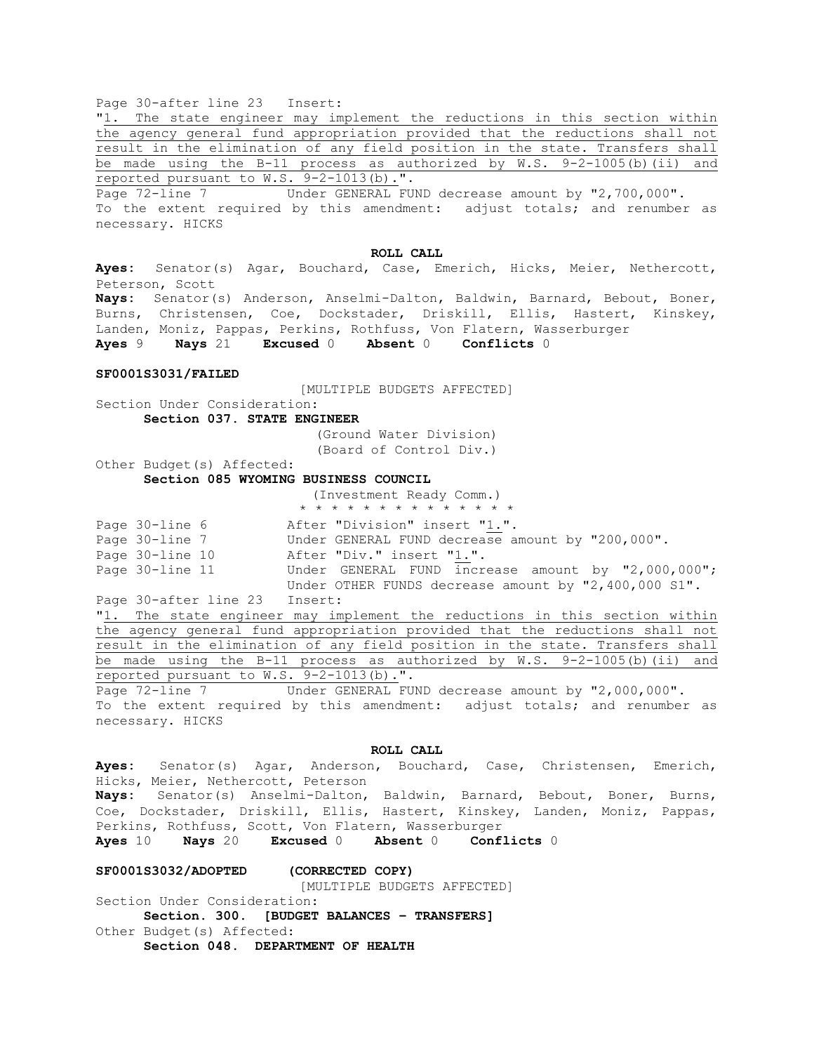Page 30-after line 23 Insert:

"1. The state engineer may implement the reductions in this section within the agency general fund appropriation provided that the reductions shall not result in the elimination of any field position in the state. Transfers shall be made using the B-11 process as authorized by W.S. 9-2-1005(b)(ii) and reported pursuant to W.S. 9-2-1013(b).".

Page 72-line 7 Under GENERAL FUND decrease amount by "2,700,000".

To the extent required by this amendment: adjust totals; and renumber as necessary. HICKS

**ROLL CALL**

**Ayes:** Senator(s) Agar, Bouchard, Case, Emerich, Hicks, Meier, Nethercott, Peterson, Scott

**Nays:** Senator(s) Anderson, Anselmi-Dalton, Baldwin, Barnard, Bebout, Boner, Burns, Christensen, Coe, Dockstader, Driskill, Ellis, Hastert, Kinskey, Landen, Moniz, Pappas, Perkins, Rothfuss, Von Flatern, Wasserburger

**Ayes** 9 **Nays** 21 **Excused** 0 **Absent** 0 **Conflicts** 0

**SF0001S3031/FAILED**

[MULTIPLE BUDGETS AFFECTED]

Section Under Consideration:

**Section 037. STATE ENGINEER**

(Ground Water Division)

(Board of Control Div.)

Other Budget(s) Affected:

**Section 085 WYOMING BUSINESS COUNCIL**

(Investment Ready Comm.)

\* \* \* \* \* \* \* \* \* \* \* \* \* \* \*

Page 30-line 6 After "Division" insert "1.".

Page 30-line 7 Under GENERAL FUND decrease amount by "200,000".

Page 30-line 10 After "Div." insert "1.".

Page 30-line 11 Under GENERAL FUND increase amount by "2,000,000"; Under OTHER FUNDS decrease amount by "2,400,000 S1".

Page 30-after line 23 Insert:

"1. The state engineer may implement the reductions in this section within the agency general fund appropriation provided that the reductions shall not result in the elimination of any field position in the state. Transfers shall be made using the B-11 process as authorized by W.S. 9-2-1005(b)(ii) and reported pursuant to W.S. 9-2-1013(b).".

Page 72-line 7 Under GENERAL FUND decrease amount by "2,000,000".

To the extent required by this amendment: adjust totals; and renumber as necessary. HICKS

**ROLL CALL**

**Ayes:** Senator(s) Agar, Anderson, Bouchard, Case, Christensen, Emerich, Hicks, Meier, Nethercott, Peterson

**Nays:** Senator(s) Anselmi-Dalton, Baldwin, Barnard, Bebout, Boner, Burns, Coe, Dockstader, Driskill, Ellis, Hastert, Kinskey, Landen, Moniz, Pappas, Perkins, Rothfuss, Scott, Von Flatern, Wasserburger

**Ayes** 10 **Nays** 20 **Excused** 0 **Absent** 0 **Conflicts** 0

**SF0001S3032/ADOPTED (CORRECTED COPY)**

[MULTIPLE BUDGETS AFFECTED]

Section Under Consideration:

**Section. 300. [BUDGET BALANCES – TRANSFERS]**

Other Budget(s) Affected:

**Section 048. DEPARTMENT OF HEALTH**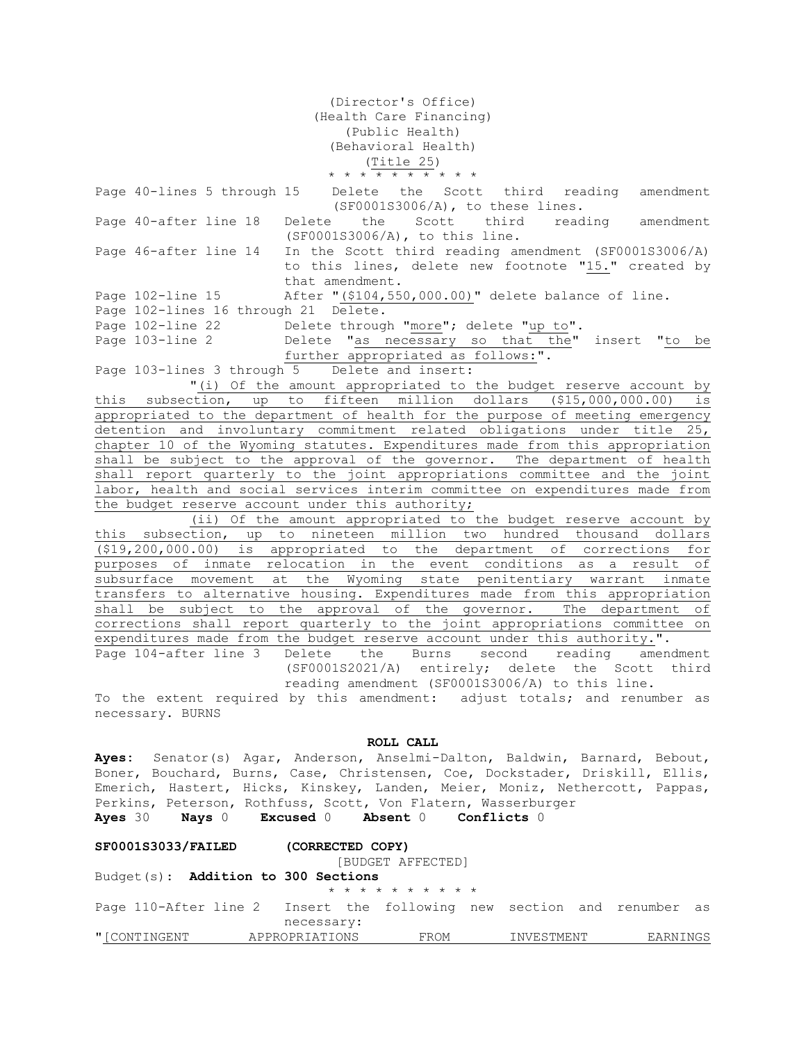(Director's Office)
(Health Care Financing)
(Public Health)
(Behavioral Health)
(Title 25)
\* \* \* \* \* \* \* \* \* \* \*

Page 40-lines 5 through 15 Delete the Scott third reading amendment (SF0001S3006/A), to these lines.

Page 40-after line 18 Delete the Scott third reading amendment (SF0001S3006/A), to this line.

Page 46-after line 14 In the Scott third reading amendment (SF0001S3006/A) to this lines, delete new footnote "15." created by that amendment.

Page 102-line 15 After "($104,550,000.00)" delete balance of line.

Page 102-lines 16 through 21 Delete.

Page 102-line 22 Delete through "more"; delete "up to".

Page 103-line 2 Delete "as necessary so that the" insert "to be further appropriated as follows:".

Page 103-lines 3 through 5 Delete and insert:

"(i) Of the amount appropriated to the budget reserve account by this subsection, up to fifteen million dollars ($15,000,000.00) is appropriated to the department of health for the purpose of meeting emergency detention and involuntary commitment related obligations under title 25, chapter 10 of the Wyoming statutes. Expenditures made from this appropriation shall be subject to the approval of the governor. The department of health shall report quarterly to the joint appropriations committee and the joint labor, health and social services interim committee on expenditures made from the budget reserve account under this authority;

(ii) Of the amount appropriated to the budget reserve account by this subsection, up to nineteen million two hundred thousand dollars ($19,200,000.00) is appropriated to the department of corrections for purposes of inmate relocation in the event conditions as a result of subsurface movement at the Wyoming state penitentiary warrant inmate transfers to alternative housing. Expenditures made from this appropriation shall be subject to the approval of the governor. The department of corrections shall report quarterly to the joint appropriations committee on expenditures made from the budget reserve account under this authority.".

Page 104-after line 3 Delete the Burns second reading amendment (SF0001S2021/A) entirely; delete the Scott third reading amendment (SF0001S3006/A) to this line.

To the extent required by this amendment: adjust totals; and renumber as necessary. BURNS

**ROLL CALL**

**Ayes:** Senator(s) Agar, Anderson, Anselmi-Dalton, Baldwin, Barnard, Bebout, Boner, Bouchard, Burns, Case, Christensen, Coe, Dockstader, Driskill, Ellis, Emerich, Hastert, Hicks, Kinskey, Landen, Meier, Moniz, Nethercott, Pappas, Perkins, Peterson, Rothfuss, Scott, Von Flatern, Wasserburger

**Ayes** 30 **Nays** 0 **Excused** 0 **Absent** 0 **Conflicts** 0

**SF0001S3033/FAILED (CORRECTED COPY)**

[BUDGET AFFECTED]

Budget(s): **Addition to 300 Sections**

\* \* \* \* \* \* \* \* \* \* \*

Page 110-After line 2 Insert the following new section and renumber as necessary:

"[CONTINGENT APPROPRIATIONS FROM INVESTMENT EARNINGS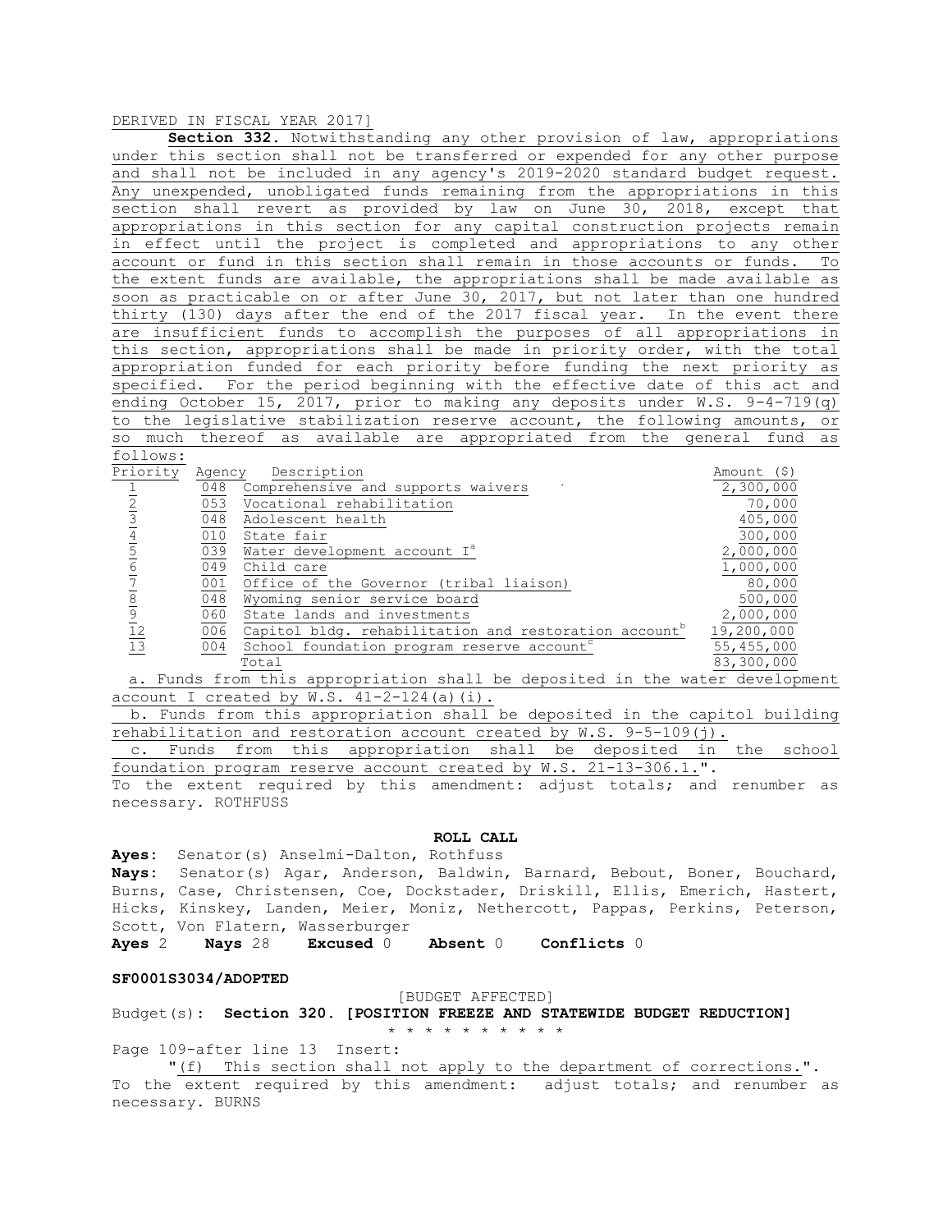DERIVED IN FISCAL YEAR 2017]

**Section 332.** Notwithstanding any other provision of law, appropriations under this section shall not be transferred or expended for any other purpose and shall not be included in any agency's 2019-2020 standard budget request. Any unexpended, unobligated funds remaining from the appropriations in this section shall revert as provided by law on June 30, 2018, except that appropriations in this section for any capital construction projects remain in effect until the project is completed and appropriations to any other account or fund in this section shall remain in those accounts or funds. To the extent funds are available, the appropriations shall be made available as soon as practicable on or after June 30, 2017, but not later than one hundred thirty (130) days after the end of the 2017 fiscal year. In the event there are insufficient funds to accomplish the purposes of all appropriations in this section, appropriations shall be made in priority order, with the total appropriation funded for each priority before funding the next priority as specified. For the period beginning with the effective date of this act and ending October 15, 2017, prior to making any deposits under W.S. 9-4-719(q) to the legislative stabilization reserve account, the following amounts, or so much thereof as available are appropriated from the general fund as follows:

| Priority | Agency | Description | Amount ($) |
|---|---|---|---|
| 1 | 048 | Comprehensive and supports waivers | 2,300,000 |
| 2 | 053 | Vocational rehabilitation | 70,000 |
| 3 | 048 | Adolescent health | 405,000 |
| 4 | 010 | State fair | 300,000 |
| 5 | 039 | Water development account I[a] | 2,000,000 |
| 6 | 049 | Child care | 1,000,000 |
| 7 | 001 | Office of the Governor (tribal liaison) | 80,000 |
| 8 | 048 | Wyoming senior service board | 500,000 |
| 9 | 060 | State lands and investments | 2,000,000 |
| 12 | 006 | Capitol bldg. rehabilitation and restoration account[b] | 19,200,000 |
| 13 | 004 | School foundation program reserve account[c] | 55,455,000 |
| | | Total | 83,300,000 |

a. Funds from this appropriation shall be deposited in the water development account I created by W.S. 41-2-124(a)(i).

b. Funds from this appropriation shall be deposited in the capitol building rehabilitation and restoration account created by W.S. 9-5-109(j).

c. Funds from this appropriation shall be deposited in the school foundation program reserve account created by W.S. 21-13-306.1.".

To the extent required by this amendment: adjust totals; and renumber as necessary. ROTHFUSS

**ROLL CALL**

**Ayes:** Senator(s) Anselmi-Dalton, Rothfuss

**Nays:** Senator(s) Agar, Anderson, Baldwin, Barnard, Bebout, Boner, Bouchard, Burns, Case, Christensen, Coe, Dockstader, Driskill, Ellis, Emerich, Hastert, Hicks, Kinskey, Landen, Meier, Moniz, Nethercott, Pappas, Perkins, Peterson, Scott, Von Flatern, Wasserburger

**Ayes** 2 **Nays** 28 **Excused** 0 **Absent** 0 **Conflicts** 0

**SF0001S3034/ADOPTED**

[BUDGET AFFECTED]

Budget(s): **Section 320. [POSITION FREEZE AND STATEWIDE BUDGET REDUCTION]**

\* \* \* \* \* \* \* \* \* \*

Page 109-after line 13 Insert:

"(f) This section shall not apply to the department of corrections.".

To the extent required by this amendment: adjust totals; and renumber as necessary. BURNS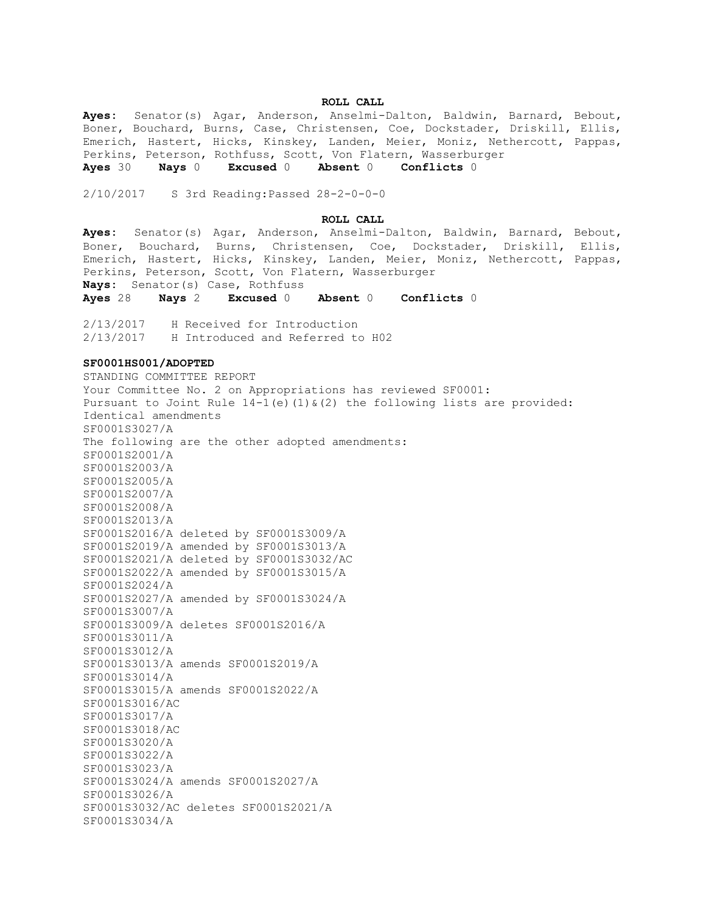**ROLL CALL**

**Ayes:** Senator(s) Agar, Anderson, Anselmi-Dalton, Baldwin, Barnard, Bebout, Boner, Bouchard, Burns, Case, Christensen, Coe, Dockstader, Driskill, Ellis, Emerich, Hastert, Hicks, Kinskey, Landen, Meier, Moniz, Nethercott, Pappas, Perkins, Peterson, Rothfuss, Scott, Von Flatern, Wasserburger

**Ayes** 30 **Nays** 0 **Excused** 0 **Absent** 0 **Conflicts** 0

2/10/2017 S 3rd Reading:Passed 28-2-0-0-0

**ROLL CALL**

**Ayes:** Senator(s) Agar, Anderson, Anselmi-Dalton, Baldwin, Barnard, Bebout, Boner, Bouchard, Burns, Christensen, Coe, Dockstader, Driskill, Ellis, Emerich, Hastert, Hicks, Kinskey, Landen, Meier, Moniz, Nethercott, Pappas, Perkins, Peterson, Scott, Von Flatern, Wasserburger

**Nays:** Senator(s) Case, Rothfuss

**Ayes** 28 **Nays** 2 **Excused** 0 **Absent** 0 **Conflicts** 0

2/13/2017 H Received for Introduction

2/13/2017 H Introduced and Referred to H02

**SF0001HS001/ADOPTED**

STANDING COMMITTEE REPORT

Your Committee No. 2 on Appropriations has reviewed SF0001:

Pursuant to Joint Rule 14-1(e)(1)&(2) the following lists are provided:

Identical amendments

SF0001S3027/A

The following are the other adopted amendments:

SF0001S2001/A

SF0001S2003/A

SF0001S2005/A

SF0001S2007/A

SF0001S2008/A

SF0001S2013/A

SF0001S2016/A deleted by SF0001S3009/A

SF0001S2019/A amended by SF0001S3013/A

SF0001S2021/A deleted by SF0001S3032/AC

SF0001S2022/A amended by SF0001S3015/A

SF0001S2024/A

SF0001S2027/A amended by SF0001S3024/A

SF0001S3007/A

SF0001S3009/A deletes SF0001S2016/A

SF0001S3011/A

SF0001S3012/A

SF0001S3013/A amends SF0001S2019/A

SF0001S3014/A

SF0001S3015/A amends SF0001S2022/A

SF0001S3016/AC

SF0001S3017/A

SF0001S3018/AC

SF0001S3020/A

SF0001S3022/A

SF0001S3023/A

SF0001S3024/A amends SF0001S2027/A

SF0001S3026/A

SF0001S3032/AC deletes SF0001S2021/A

SF0001S3034/A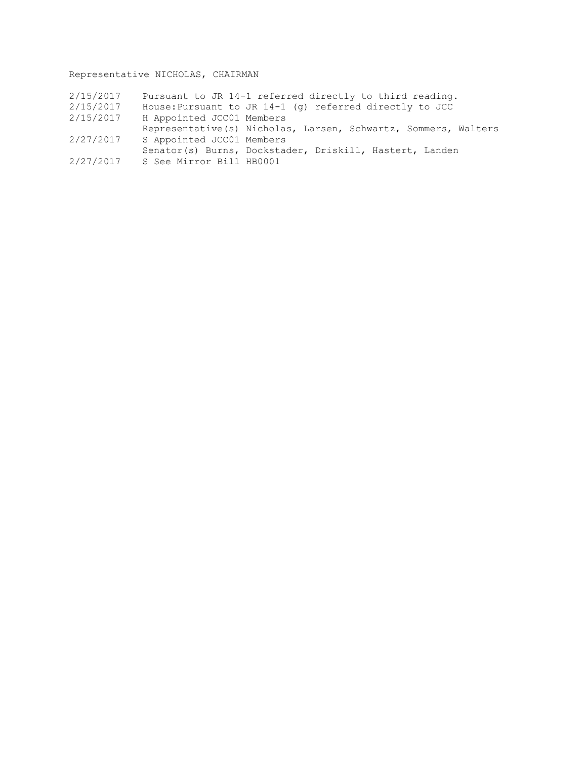Representative NICHOLAS, CHAIRMAN

| | |
|---|---|
| 2/15/2017 | Pursuant to JR 14-1 referred directly to third reading. |
| 2/15/2017 | House:Pursuant to JR 14-1 (g) referred directly to JCC |
| 2/15/2017 | H Appointed JCC01 Members<br>Representative(s) Nicholas, Larsen, Schwartz, Sommers, Walters |
| 2/27/2017 | S Appointed JCC01 Members<br>Senator(s) Burns, Dockstader, Driskill, Hastert, Landen |
| 2/27/2017 | S See Mirror Bill HB0001 |